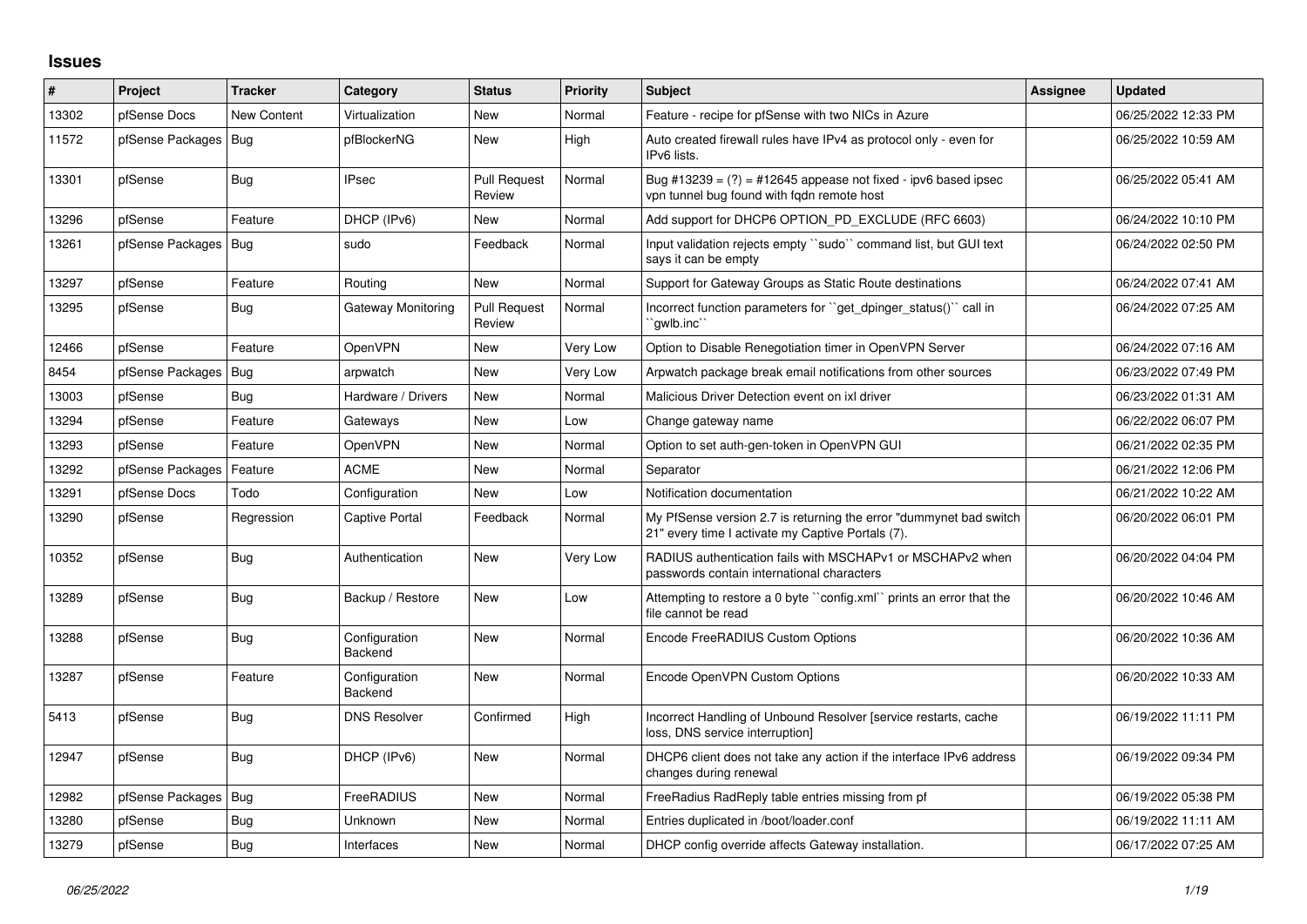## Issues

| # | Project | Tracker | Category | Status | Priority | Subject | Assignee | Updated |
|---|---|---|---|---|---|---|---|---|
| 13302 | pfSense Docs | New Content | Virtualization | New | Normal | Feature - recipe for pfSense with two NICs in Azure | | 06/25/2022 12:33 PM |
| 11572 | pfSense Packages | Bug | pfBlockerNG | New | High | Auto created firewall rules have IPv4 as protocol only - even for IPv6 lists. | | 06/25/2022 10:59 AM |
| 13301 | pfSense | Bug | IPsec | Pull Request Review | Normal | Bug #13239 = (?) = #12645 appease not fixed - ipv6 based ipsec vpn tunnel bug found with fqdn remote host | | 06/25/2022 05:41 AM |
| 13296 | pfSense | Feature | DHCP (IPv6) | New | Normal | Add support for DHCP6 OPTION_PD_EXCLUDE (RFC 6603) | | 06/24/2022 10:10 PM |
| 13261 | pfSense Packages | Bug | sudo | Feedback | Normal | Input validation rejects empty ``sudo`` command list, but GUI text says it can be empty | | 06/24/2022 02:50 PM |
| 13297 | pfSense | Feature | Routing | New | Normal | Support for Gateway Groups as Static Route destinations | | 06/24/2022 07:41 AM |
| 13295 | pfSense | Bug | Gateway Monitoring | Pull Request Review | Normal | Incorrect function parameters for ``get_dpinger_status()`` call in ``gwlb.inc`` | | 06/24/2022 07:25 AM |
| 12466 | pfSense | Feature | OpenVPN | New | Very Low | Option to Disable Renegotiation timer in OpenVPN Server | | 06/24/2022 07:16 AM |
| 8454 | pfSense Packages | Bug | arpwatch | New | Very Low | Arpwatch package break email notifications from other sources | | 06/23/2022 07:49 PM |
| 13003 | pfSense | Bug | Hardware / Drivers | New | Normal | Malicious Driver Detection event on ixl driver | | 06/23/2022 01:31 AM |
| 13294 | pfSense | Feature | Gateways | New | Low | Change gateway name | | 06/22/2022 06:07 PM |
| 13293 | pfSense | Feature | OpenVPN | New | Normal | Option to set auth-gen-token in OpenVPN GUI | | 06/21/2022 02:35 PM |
| 13292 | pfSense Packages | Feature | ACME | New | Normal | Separator | | 06/21/2022 12:06 PM |
| 13291 | pfSense Docs | Todo | Configuration | New | Low | Notification documentation | | 06/21/2022 10:22 AM |
| 13290 | pfSense | Regression | Captive Portal | Feedback | Normal | My PfSense version 2.7 is returning the error "dummynet bad switch 21" every time I activate my Captive Portals (7). | | 06/20/2022 06:01 PM |
| 10352 | pfSense | Bug | Authentication | New | Very Low | RADIUS authentication fails with MSCHAPv1 or MSCHAPv2 when passwords contain international characters | | 06/20/2022 04:04 PM |
| 13289 | pfSense | Bug | Backup / Restore | New | Low | Attempting to restore a 0 byte ``config.xml`` prints an error that the file cannot be read | | 06/20/2022 10:46 AM |
| 13288 | pfSense | Bug | Configuration Backend | New | Normal | Encode FreeRADIUS Custom Options | | 06/20/2022 10:36 AM |
| 13287 | pfSense | Feature | Configuration Backend | New | Normal | Encode OpenVPN Custom Options | | 06/20/2022 10:33 AM |
| 5413 | pfSense | Bug | DNS Resolver | Confirmed | High | Incorrect Handling of Unbound Resolver [service restarts, cache loss, DNS service interruption] | | 06/19/2022 11:11 PM |
| 12947 | pfSense | Bug | DHCP (IPv6) | New | Normal | DHCP6 client does not take any action if the interface IPv6 address changes during renewal | | 06/19/2022 09:34 PM |
| 12982 | pfSense Packages | Bug | FreeRADIUS | New | Normal | FreeRadius RadReply table entries missing from pf | | 06/19/2022 05:38 PM |
| 13280 | pfSense | Bug | Unknown | New | Normal | Entries duplicated in /boot/loader.conf | | 06/19/2022 11:11 AM |
| 13279 | pfSense | Bug | Interfaces | New | Normal | DHCP config override affects Gateway installation. | | 06/17/2022 07:25 AM |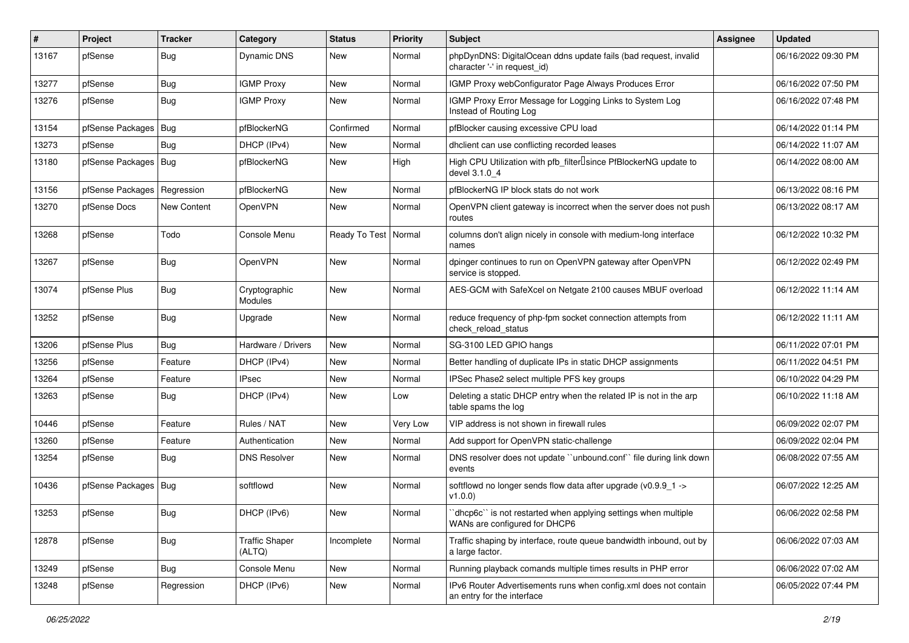| # | Project | Tracker | Category | Status | Priority | Subject | Assignee | Updated |
|---|---|---|---|---|---|---|---|---|
| 13167 | pfSense | Bug | Dynamic DNS | New | Normal | phpDynDNS: DigitalOcean ddns update fails (bad request, invalid character '-' in request_id) | | 06/16/2022 09:30 PM |
| 13277 | pfSense | Bug | IGMP Proxy | New | Normal | IGMP Proxy webConfigurator Page Always Produces Error | | 06/16/2022 07:50 PM |
| 13276 | pfSense | Bug | IGMP Proxy | New | Normal | IGMP Proxy Error Message for Logging Links to System Log Instead of Routing Log | | 06/16/2022 07:48 PM |
| 13154 | pfSense Packages | Bug | pfBlockerNG | Confirmed | Normal | pfBlocker causing excessive CPU load | | 06/14/2022 01:14 PM |
| 13273 | pfSense | Bug | DHCP (IPv4) | New | Normal | dhclient can use conflicting recorded leases | | 06/14/2022 11:07 AM |
| 13180 | pfSense Packages | Bug | pfBlockerNG | New | High | High CPU Utilization with pfb_filter since PfBlockerNG update to devel 3.1.0_4 | | 06/14/2022 08:00 AM |
| 13156 | pfSense Packages | Regression | pfBlockerNG | New | Normal | pfBlockerNG IP block stats do not work | | 06/13/2022 08:16 PM |
| 13270 | pfSense Docs | New Content | OpenVPN | New | Normal | OpenVPN client gateway is incorrect when the server does not push routes | | 06/13/2022 08:17 AM |
| 13268 | pfSense | Todo | Console Menu | Ready To Test | Normal | columns don't align nicely in console with medium-long interface names | | 06/12/2022 10:32 PM |
| 13267 | pfSense | Bug | OpenVPN | New | Normal | dpinger continues to run on OpenVPN gateway after OpenVPN service is stopped. | | 06/12/2022 02:49 PM |
| 13074 | pfSense Plus | Bug | Cryptographic Modules | New | Normal | AES-GCM with SafeXcel on Netgate 2100 causes MBUF overload | | 06/12/2022 11:14 AM |
| 13252 | pfSense | Bug | Upgrade | New | Normal | reduce frequency of php-fpm socket connection attempts from check_reload_status | | 06/12/2022 11:11 AM |
| 13206 | pfSense Plus | Bug | Hardware / Drivers | New | Normal | SG-3100 LED GPIO hangs | | 06/11/2022 07:01 PM |
| 13256 | pfSense | Feature | DHCP (IPv4) | New | Normal | Better handling of duplicate IPs in static DHCP assignments | | 06/11/2022 04:51 PM |
| 13264 | pfSense | Feature | IPsec | New | Normal | IPSec Phase2 select multiple PFS key groups | | 06/10/2022 04:29 PM |
| 13263 | pfSense | Bug | DHCP (IPv4) | New | Low | Deleting a static DHCP entry when the related IP is not in the arp table spams the log | | 06/10/2022 11:18 AM |
| 10446 | pfSense | Feature | Rules / NAT | New | Very Low | VIP address is not shown in firewall rules | | 06/09/2022 02:07 PM |
| 13260 | pfSense | Feature | Authentication | New | Normal | Add support for OpenVPN static-challenge | | 06/09/2022 02:04 PM |
| 13254 | pfSense | Bug | DNS Resolver | New | Normal | DNS resolver does not update ``unbound.conf`` file during link down events | | 06/08/2022 07:55 AM |
| 10436 | pfSense Packages | Bug | softflowd | New | Normal | softflowd no longer sends flow data after upgrade (v0.9.9_1 -> v1.0.0) | | 06/07/2022 12:25 AM |
| 13253 | pfSense | Bug | DHCP (IPv6) | New | Normal | ``dhcp6c`` is not restarted when applying settings when multiple WANs are configured for DHCP6 | | 06/06/2022 02:58 PM |
| 12878 | pfSense | Bug | Traffic Shaper (ALTQ) | Incomplete | Normal | Traffic shaping by interface, route queue bandwidth inbound, out by a large factor. | | 06/06/2022 07:03 AM |
| 13249 | pfSense | Bug | Console Menu | New | Normal | Running playback comands multiple times results in PHP error | | 06/06/2022 07:02 AM |
| 13248 | pfSense | Regression | DHCP (IPv6) | New | Normal | IPv6 Router Advertisements runs when config.xml does not contain an entry for the interface | | 06/05/2022 07:44 PM |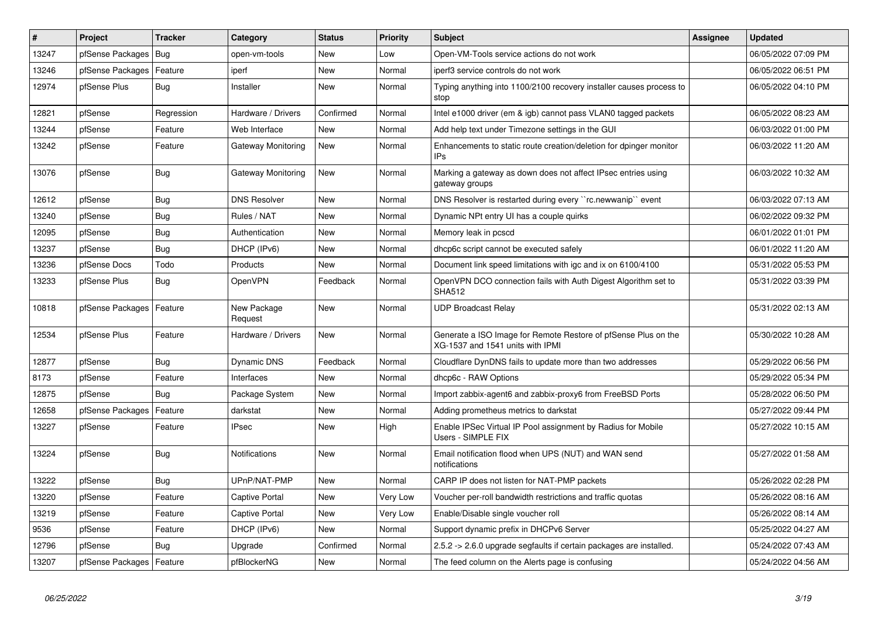| # | Project | Tracker | Category | Status | Priority | Subject | Assignee | Updated |
|---|---|---|---|---|---|---|---|---|
| 13247 | pfSense Packages | Bug | open-vm-tools | New | Low | Open-VM-Tools service actions do not work | | 06/05/2022 07:09 PM |
| 13246 | pfSense Packages | Feature | iperf | New | Normal | iperf3 service controls do not work | | 06/05/2022 06:51 PM |
| 12974 | pfSense Plus | Bug | Installer | New | Normal | Typing anything into 1100/2100 recovery installer causes process to stop | | 06/05/2022 04:10 PM |
| 12821 | pfSense | Regression | Hardware / Drivers | Confirmed | Normal | Intel e1000 driver (em & igb) cannot pass VLAN0 tagged packets | | 06/05/2022 08:23 AM |
| 13244 | pfSense | Feature | Web Interface | New | Normal | Add help text under Timezone settings in the GUI | | 06/03/2022 01:00 PM |
| 13242 | pfSense | Feature | Gateway Monitoring | New | Normal | Enhancements to static route creation/deletion for dpinger monitor IPs | | 06/03/2022 11:20 AM |
| 13076 | pfSense | Bug | Gateway Monitoring | New | Normal | Marking a gateway as down does not affect IPsec entries using gateway groups | | 06/03/2022 10:32 AM |
| 12612 | pfSense | Bug | DNS Resolver | New | Normal | DNS Resolver is restarted during every ``rc.newwanip`` event | | 06/03/2022 07:13 AM |
| 13240 | pfSense | Bug | Rules / NAT | New | Normal | Dynamic NPt entry UI has a couple quirks | | 06/02/2022 09:32 PM |
| 12095 | pfSense | Bug | Authentication | New | Normal | Memory leak in pcscd | | 06/01/2022 01:01 PM |
| 13237 | pfSense | Bug | DHCP (IPv6) | New | Normal | dhcp6c script cannot be executed safely | | 06/01/2022 11:20 AM |
| 13236 | pfSense Docs | Todo | Products | New | Normal | Document link speed limitations with igc and ix on 6100/4100 | | 05/31/2022 05:53 PM |
| 13233 | pfSense Plus | Bug | OpenVPN | Feedback | Normal | OpenVPN DCO connection fails with Auth Digest Algorithm set to SHA512 | | 05/31/2022 03:39 PM |
| 10818 | pfSense Packages | Feature | New Package Request | New | Normal | UDP Broadcast Relay | | 05/31/2022 02:13 AM |
| 12534 | pfSense Plus | Feature | Hardware / Drivers | New | Normal | Generate a ISO Image for Remote Restore of pfSense Plus on the XG-1537 and 1541 units with IPMI | | 05/30/2022 10:28 AM |
| 12877 | pfSense | Bug | Dynamic DNS | Feedback | Normal | Cloudflare DynDNS fails to update more than two addresses | | 05/29/2022 06:56 PM |
| 8173 | pfSense | Feature | Interfaces | New | Normal | dhcp6c - RAW Options | | 05/29/2022 05:34 PM |
| 12875 | pfSense | Bug | Package System | New | Normal | Import zabbix-agent6 and zabbix-proxy6 from FreeBSD Ports | | 05/28/2022 06:50 PM |
| 12658 | pfSense Packages | Feature | darkstat | New | Normal | Adding prometheus metrics to darkstat | | 05/27/2022 09:44 PM |
| 13227 | pfSense | Feature | IPsec | New | High | Enable IPSec Virtual IP Pool assignment by Radius for Mobile Users - SIMPLE FIX | | 05/27/2022 10:15 AM |
| 13224 | pfSense | Bug | Notifications | New | Normal | Email notification flood when UPS (NUT) and WAN send notifications | | 05/27/2022 01:58 AM |
| 13222 | pfSense | Bug | UPnP/NAT-PMP | New | Normal | CARP IP does not listen for NAT-PMP packets | | 05/26/2022 02:28 PM |
| 13220 | pfSense | Feature | Captive Portal | New | Very Low | Voucher per-roll bandwidth restrictions and traffic quotas | | 05/26/2022 08:16 AM |
| 13219 | pfSense | Feature | Captive Portal | New | Very Low | Enable/Disable single voucher roll | | 05/26/2022 08:14 AM |
| 9536 | pfSense | Feature | DHCP (IPv6) | New | Normal | Support dynamic prefix in DHCPv6 Server | | 05/25/2022 04:27 AM |
| 12796 | pfSense | Bug | Upgrade | Confirmed | Normal | 2.5.2 -> 2.6.0 upgrade segfaults if certain packages are installed. | | 05/24/2022 07:43 AM |
| 13207 | pfSense Packages | Feature | pfBlockerNG | New | Normal | The feed column on the Alerts page is confusing | | 05/24/2022 04:56 AM |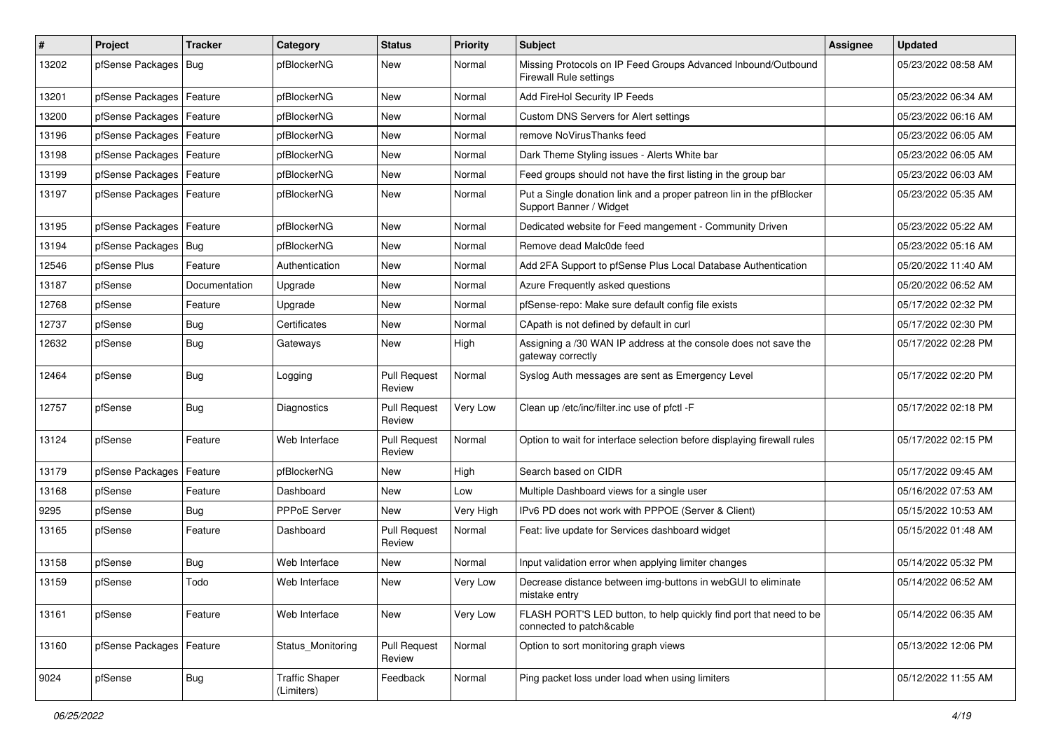| # | Project | Tracker | Category | Status | Priority | Subject | Assignee | Updated |
|---|---|---|---|---|---|---|---|---|
| 13202 | pfSense Packages | Bug | pfBlockerNG | New | Normal | Missing Protocols on IP Feed Groups Advanced Inbound/Outbound Firewall Rule settings | | 05/23/2022 08:58 AM |
| 13201 | pfSense Packages | Feature | pfBlockerNG | New | Normal | Add FireHol Security IP Feeds | | 05/23/2022 06:34 AM |
| 13200 | pfSense Packages | Feature | pfBlockerNG | New | Normal | Custom DNS Servers for Alert settings | | 05/23/2022 06:16 AM |
| 13196 | pfSense Packages | Feature | pfBlockerNG | New | Normal | remove NoVirusThanks feed | | 05/23/2022 06:05 AM |
| 13198 | pfSense Packages | Feature | pfBlockerNG | New | Normal | Dark Theme Styling issues - Alerts White bar | | 05/23/2022 06:05 AM |
| 13199 | pfSense Packages | Feature | pfBlockerNG | New | Normal | Feed groups should not have the first listing in the group bar | | 05/23/2022 06:03 AM |
| 13197 | pfSense Packages | Feature | pfBlockerNG | New | Normal | Put a Single donation link and a proper patreon lin in the pfBlocker Support Banner / Widget | | 05/23/2022 05:35 AM |
| 13195 | pfSense Packages | Feature | pfBlockerNG | New | Normal | Dedicated website for Feed mangement - Community Driven | | 05/23/2022 05:22 AM |
| 13194 | pfSense Packages | Bug | pfBlockerNG | New | Normal | Remove dead Malc0de feed | | 05/23/2022 05:16 AM |
| 12546 | pfSense Plus | Feature | Authentication | New | Normal | Add 2FA Support to pfSense Plus Local Database Authentication | | 05/20/2022 11:40 AM |
| 13187 | pfSense | Documentation | Upgrade | New | Normal | Azure Frequently asked questions | | 05/20/2022 06:52 AM |
| 12768 | pfSense | Feature | Upgrade | New | Normal | pfSense-repo: Make sure default config file exists | | 05/17/2022 02:32 PM |
| 12737 | pfSense | Bug | Certificates | New | Normal | CApath is not defined by default in curl | | 05/17/2022 02:30 PM |
| 12632 | pfSense | Bug | Gateways | New | High | Assigning a /30 WAN IP address at the console does not save the gateway correctly | | 05/17/2022 02:28 PM |
| 12464 | pfSense | Bug | Logging | Pull Request Review | Normal | Syslog Auth messages are sent as Emergency Level | | 05/17/2022 02:20 PM |
| 12757 | pfSense | Bug | Diagnostics | Pull Request Review | Very Low | Clean up /etc/inc/filter.inc use of pfctl -F | | 05/17/2022 02:18 PM |
| 13124 | pfSense | Feature | Web Interface | Pull Request Review | Normal | Option to wait for interface selection before displaying firewall rules | | 05/17/2022 02:15 PM |
| 13179 | pfSense Packages | Feature | pfBlockerNG | New | High | Search based on CIDR | | 05/17/2022 09:45 AM |
| 13168 | pfSense | Feature | Dashboard | New | Low | Multiple Dashboard views for a single user | | 05/16/2022 07:53 AM |
| 9295 | pfSense | Bug | PPPoE Server | New | Very High | IPv6 PD does not work with PPPOE (Server & Client) | | 05/15/2022 10:53 AM |
| 13165 | pfSense | Feature | Dashboard | Pull Request Review | Normal | Feat: live update for Services dashboard widget | | 05/15/2022 01:48 AM |
| 13158 | pfSense | Bug | Web Interface | New | Normal | Input validation error when applying limiter changes | | 05/14/2022 05:32 PM |
| 13159 | pfSense | Todo | Web Interface | New | Very Low | Decrease distance between img-buttons in webGUI to eliminate mistake entry | | 05/14/2022 06:52 AM |
| 13161 | pfSense | Feature | Web Interface | New | Very Low | FLASH PORT'S LED button, to help quickly find port that need to be connected to patch&cable | | 05/14/2022 06:35 AM |
| 13160 | pfSense Packages | Feature | Status_Monitoring | Pull Request Review | Normal | Option to sort monitoring graph views | | 05/13/2022 12:06 PM |
| 9024 | pfSense | Bug | Traffic Shaper (Limiters) | Feedback | Normal | Ping packet loss under load when using limiters | | 05/12/2022 11:55 AM |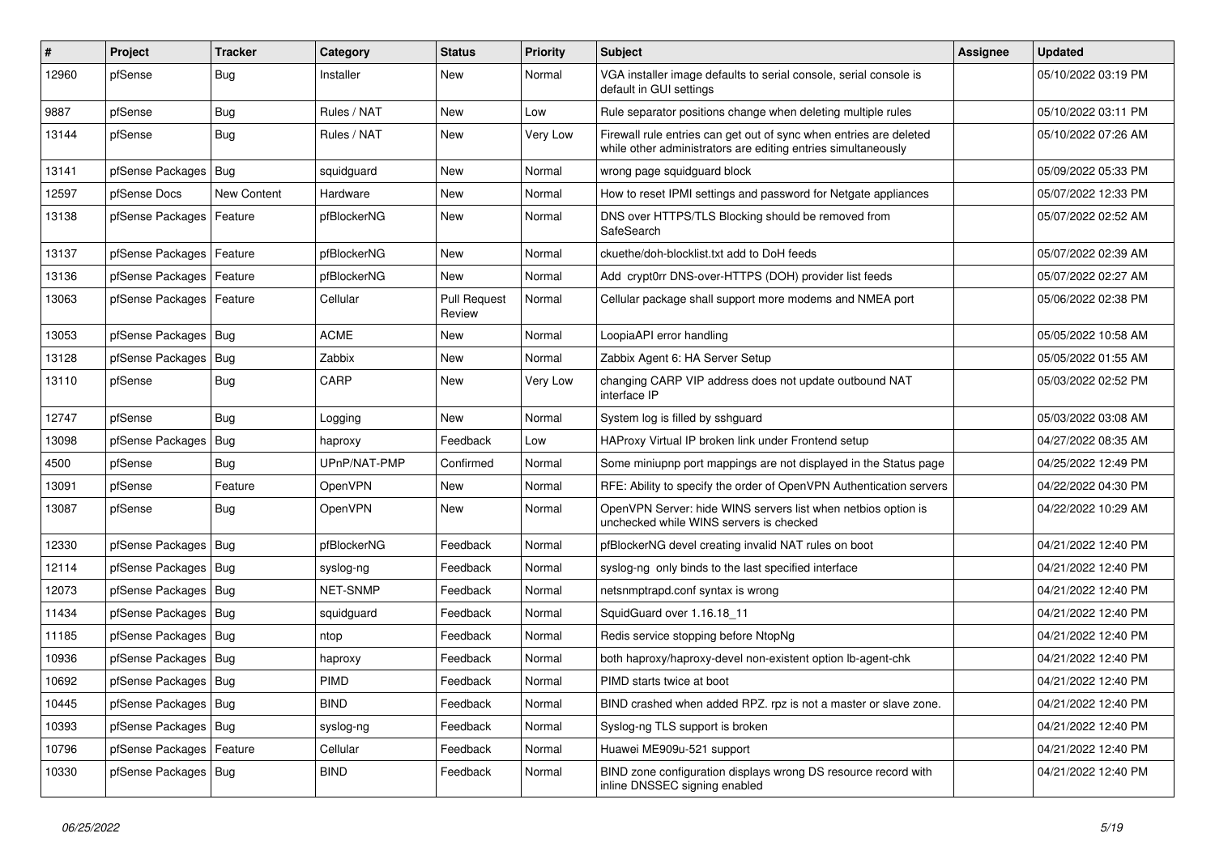| # | Project | Tracker | Category | Status | Priority | Subject | Assignee | Updated |
|---|---|---|---|---|---|---|---|---|
| 12960 | pfSense | Bug | Installer | New | Normal | VGA installer image defaults to serial console, serial console is default in GUI settings | | 05/10/2022 03:19 PM |
| 9887 | pfSense | Bug | Rules / NAT | New | Low | Rule separator positions change when deleting multiple rules | | 05/10/2022 03:11 PM |
| 13144 | pfSense | Bug | Rules / NAT | New | Very Low | Firewall rule entries can get out of sync when entries are deleted while other administrators are editing entries simultaneously | | 05/10/2022 07:26 AM |
| 13141 | pfSense Packages | Bug | squidguard | New | Normal | wrong page squidguard block | | 05/09/2022 05:33 PM |
| 12597 | pfSense Docs | New Content | Hardware | New | Normal | How to reset IPMI settings and password for Netgate appliances | | 05/07/2022 12:33 PM |
| 13138 | pfSense Packages | Feature | pfBlockerNG | New | Normal | DNS over HTTPS/TLS Blocking should be removed from SafeSearch | | 05/07/2022 02:52 AM |
| 13137 | pfSense Packages | Feature | pfBlockerNG | New | Normal | ckuethe/doh-blocklist.txt add to DoH feeds | | 05/07/2022 02:39 AM |
| 13136 | pfSense Packages | Feature | pfBlockerNG | New | Normal | Add crypt0rr DNS-over-HTTPS (DOH) provider list feeds | | 05/07/2022 02:27 AM |
| 13063 | pfSense Packages | Feature | Cellular | Pull Request Review | Normal | Cellular package shall support more modems and NMEA port | | 05/06/2022 02:38 PM |
| 13053 | pfSense Packages | Bug | ACME | New | Normal | LoopiaAPI error handling | | 05/05/2022 10:58 AM |
| 13128 | pfSense Packages | Bug | Zabbix | New | Normal | Zabbix Agent 6: HA Server Setup | | 05/05/2022 01:55 AM |
| 13110 | pfSense | Bug | CARP | New | Very Low | changing CARP VIP address does not update outbound NAT interface IP | | 05/03/2022 02:52 PM |
| 12747 | pfSense | Bug | Logging | New | Normal | System log is filled by sshguard | | 05/03/2022 03:08 AM |
| 13098 | pfSense Packages | Bug | haproxy | Feedback | Low | HAProxy Virtual IP broken link under Frontend setup | | 04/27/2022 08:35 AM |
| 4500 | pfSense | Bug | UPnP/NAT-PMP | Confirmed | Normal | Some miniupnp port mappings are not displayed in the Status page | | 04/25/2022 12:49 PM |
| 13091 | pfSense | Feature | OpenVPN | New | Normal | RFE: Ability to specify the order of OpenVPN Authentication servers | | 04/22/2022 04:30 PM |
| 13087 | pfSense | Bug | OpenVPN | New | Normal | OpenVPN Server: hide WINS servers list when netbios option is unchecked while WINS servers is checked | | 04/22/2022 10:29 AM |
| 12330 | pfSense Packages | Bug | pfBlockerNG | Feedback | Normal | pfBlockerNG devel creating invalid NAT rules on boot | | 04/21/2022 12:40 PM |
| 12114 | pfSense Packages | Bug | syslog-ng | Feedback | Normal | syslog-ng only binds to the last specified interface | | 04/21/2022 12:40 PM |
| 12073 | pfSense Packages | Bug | NET-SNMP | Feedback | Normal | netsnmptrapd.conf syntax is wrong | | 04/21/2022 12:40 PM |
| 11434 | pfSense Packages | Bug | squidguard | Feedback | Normal | SquidGuard over 1.16.18_11 | | 04/21/2022 12:40 PM |
| 11185 | pfSense Packages | Bug | ntop | Feedback | Normal | Redis service stopping before NtopNg | | 04/21/2022 12:40 PM |
| 10936 | pfSense Packages | Bug | haproxy | Feedback | Normal | both haproxy/haproxy-devel non-existent option lb-agent-chk | | 04/21/2022 12:40 PM |
| 10692 | pfSense Packages | Bug | PIMD | Feedback | Normal | PIMD starts twice at boot | | 04/21/2022 12:40 PM |
| 10445 | pfSense Packages | Bug | BIND | Feedback | Normal | BIND crashed when added RPZ. rpz is not a master or slave zone. | | 04/21/2022 12:40 PM |
| 10393 | pfSense Packages | Bug | syslog-ng | Feedback | Normal | Syslog-ng TLS support is broken | | 04/21/2022 12:40 PM |
| 10796 | pfSense Packages | Feature | Cellular | Feedback | Normal | Huawei ME909u-521 support | | 04/21/2022 12:40 PM |
| 10330 | pfSense Packages | Bug | BIND | Feedback | Normal | BIND zone configuration displays wrong DS resource record with inline DNSSEC signing enabled | | 04/21/2022 12:40 PM |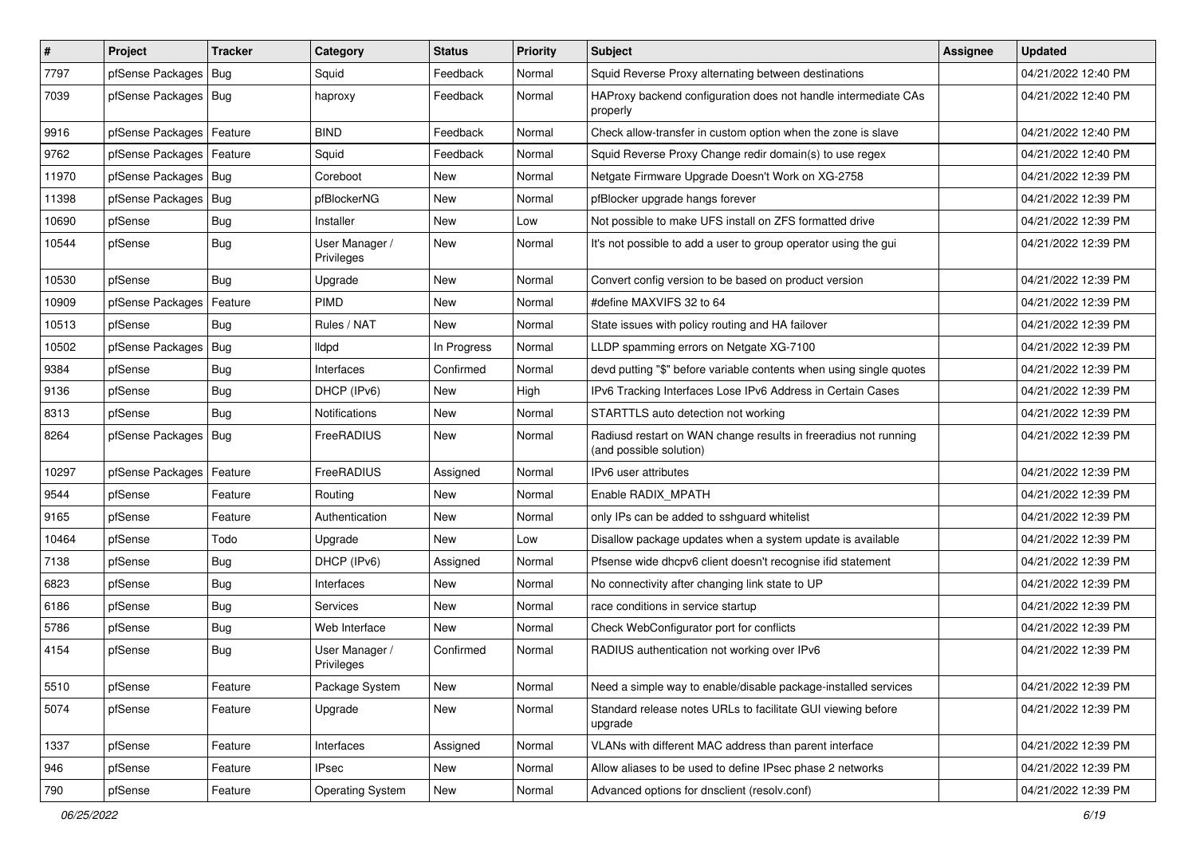| # | Project | Tracker | Category | Status | Priority | Subject | Assignee | Updated |
|---|---|---|---|---|---|---|---|---|
| 7797 | pfSense Packages | Bug | Squid | Feedback | Normal | Squid Reverse Proxy alternating between destinations | | 04/21/2022 12:40 PM |
| 7039 | pfSense Packages | Bug | haproxy | Feedback | Normal | HAProxy backend configuration does not handle intermediate CAs properly | | 04/21/2022 12:40 PM |
| 9916 | pfSense Packages | Feature | BIND | Feedback | Normal | Check allow-transfer in custom option when the zone is slave | | 04/21/2022 12:40 PM |
| 9762 | pfSense Packages | Feature | Squid | Feedback | Normal | Squid Reverse Proxy Change redir domain(s) to use regex | | 04/21/2022 12:40 PM |
| 11970 | pfSense Packages | Bug | Coreboot | New | Normal | Netgate Firmware Upgrade Doesn't Work on XG-2758 | | 04/21/2022 12:39 PM |
| 11398 | pfSense Packages | Bug | pfBlockerNG | New | Normal | pfBlocker upgrade hangs forever | | 04/21/2022 12:39 PM |
| 10690 | pfSense | Bug | Installer | New | Low | Not possible to make UFS install on ZFS formatted drive | | 04/21/2022 12:39 PM |
| 10544 | pfSense | Bug | User Manager / Privileges | New | Normal | It's not possible to add a user to group operator using the gui | | 04/21/2022 12:39 PM |
| 10530 | pfSense | Bug | Upgrade | New | Normal | Convert config version to be based on product version | | 04/21/2022 12:39 PM |
| 10909 | pfSense Packages | Feature | PIMD | New | Normal | #define MAXVIFS 32 to 64 | | 04/21/2022 12:39 PM |
| 10513 | pfSense | Bug | Rules / NAT | New | Normal | State issues with policy routing and HA failover | | 04/21/2022 12:39 PM |
| 10502 | pfSense Packages | Bug | lldpd | In Progress | Normal | LLDP spamming errors on Netgate XG-7100 | | 04/21/2022 12:39 PM |
| 9384 | pfSense | Bug | Interfaces | Confirmed | Normal | devd putting "$" before variable contents when using single quotes | | 04/21/2022 12:39 PM |
| 9136 | pfSense | Bug | DHCP (IPv6) | New | High | IPv6 Tracking Interfaces Lose IPv6 Address in Certain Cases | | 04/21/2022 12:39 PM |
| 8313 | pfSense | Bug | Notifications | New | Normal | STARTTLS auto detection not working | | 04/21/2022 12:39 PM |
| 8264 | pfSense Packages | Bug | FreeRADIUS | New | Normal | Radiusd restart on WAN change results in freeradius not running (and possible solution) | | 04/21/2022 12:39 PM |
| 10297 | pfSense Packages | Feature | FreeRADIUS | Assigned | Normal | IPv6 user attributes | | 04/21/2022 12:39 PM |
| 9544 | pfSense | Feature | Routing | New | Normal | Enable RADIX_MPATH | | 04/21/2022 12:39 PM |
| 9165 | pfSense | Feature | Authentication | New | Normal | only IPs can be added to sshguard whitelist | | 04/21/2022 12:39 PM |
| 10464 | pfSense | Todo | Upgrade | New | Low | Disallow package updates when a system update is available | | 04/21/2022 12:39 PM |
| 7138 | pfSense | Bug | DHCP (IPv6) | Assigned | Normal | Pfsense wide dhcpv6 client doesn't recognise ifid statement | | 04/21/2022 12:39 PM |
| 6823 | pfSense | Bug | Interfaces | New | Normal | No connectivity after changing link state to UP | | 04/21/2022 12:39 PM |
| 6186 | pfSense | Bug | Services | New | Normal | race conditions in service startup | | 04/21/2022 12:39 PM |
| 5786 | pfSense | Bug | Web Interface | New | Normal | Check WebConfigurator port for conflicts | | 04/21/2022 12:39 PM |
| 4154 | pfSense | Bug | User Manager / Privileges | Confirmed | Normal | RADIUS authentication not working over IPv6 | | 04/21/2022 12:39 PM |
| 5510 | pfSense | Feature | Package System | New | Normal | Need a simple way to enable/disable package-installed services | | 04/21/2022 12:39 PM |
| 5074 | pfSense | Feature | Upgrade | New | Normal | Standard release notes URLs to facilitate GUI viewing before upgrade | | 04/21/2022 12:39 PM |
| 1337 | pfSense | Feature | Interfaces | Assigned | Normal | VLANs with different MAC address than parent interface | | 04/21/2022 12:39 PM |
| 946 | pfSense | Feature | IPsec | New | Normal | Allow aliases to be used to define IPsec phase 2 networks | | 04/21/2022 12:39 PM |
| 790 | pfSense | Feature | Operating System | New | Normal | Advanced options for dnsclient (resolv.conf) | | 04/21/2022 12:39 PM |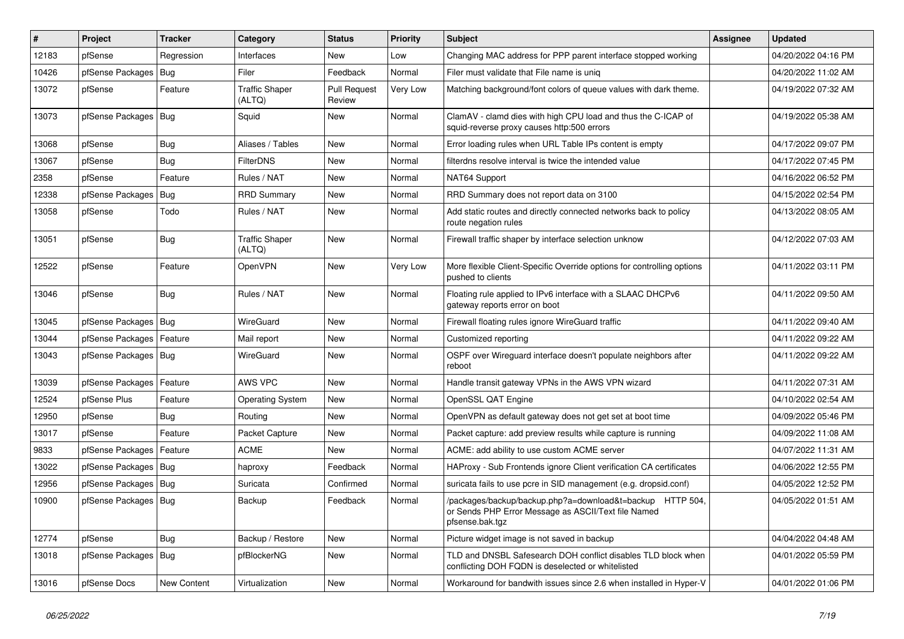| # | Project | Tracker | Category | Status | Priority | Subject | Assignee | Updated |
|---|---|---|---|---|---|---|---|---|
| 12183 | pfSense | Regression | Interfaces | New | Low | Changing MAC address for PPP parent interface stopped working | | 04/20/2022 04:16 PM |
| 10426 | pfSense Packages | Bug | Filer | Feedback | Normal | Filer must validate that File name is uniq | | 04/20/2022 11:02 AM |
| 13072 | pfSense | Feature | Traffic Shaper (ALTQ) | Pull Request Review | Very Low | Matching background/font colors of queue values with dark theme. | | 04/19/2022 07:32 AM |
| 13073 | pfSense Packages | Bug | Squid | New | Normal | ClamAV - clamd dies with high CPU load and thus the C-ICAP of squid-reverse proxy causes http:500 errors | | 04/19/2022 05:38 AM |
| 13068 | pfSense | Bug | Aliases / Tables | New | Normal | Error loading rules when URL Table IPs content is empty | | 04/17/2022 09:07 PM |
| 13067 | pfSense | Bug | FilterDNS | New | Normal | filterdns resolve interval is twice the intended value | | 04/17/2022 07:45 PM |
| 2358 | pfSense | Feature | Rules / NAT | New | Normal | NAT64 Support | | 04/16/2022 06:52 PM |
| 12338 | pfSense Packages | Bug | RRD Summary | New | Normal | RRD Summary does not report data on 3100 | | 04/15/2022 02:54 PM |
| 13058 | pfSense | Todo | Rules / NAT | New | Normal | Add static routes and directly connected networks back to policy route negation rules | | 04/13/2022 08:05 AM |
| 13051 | pfSense | Bug | Traffic Shaper (ALTQ) | New | Normal | Firewall traffic shaper by interface selection unknow | | 04/12/2022 07:03 AM |
| 12522 | pfSense | Feature | OpenVPN | New | Very Low | More flexible Client-Specific Override options for controlling options pushed to clients | | 04/11/2022 03:11 PM |
| 13046 | pfSense | Bug | Rules / NAT | New | Normal | Floating rule applied to IPv6 interface with a SLAAC DHCPv6 gateway reports error on boot | | 04/11/2022 09:50 AM |
| 13045 | pfSense Packages | Bug | WireGuard | New | Normal | Firewall floating rules ignore WireGuard traffic | | 04/11/2022 09:40 AM |
| 13044 | pfSense Packages | Feature | Mail report | New | Normal | Customized reporting | | 04/11/2022 09:22 AM |
| 13043 | pfSense Packages | Bug | WireGuard | New | Normal | OSPF over Wireguard interface doesn't populate neighbors after reboot | | 04/11/2022 09:22 AM |
| 13039 | pfSense Packages | Feature | AWS VPC | New | Normal | Handle transit gateway VPNs in the AWS VPN wizard | | 04/11/2022 07:31 AM |
| 12524 | pfSense Plus | Feature | Operating System | New | Normal | OpenSSL QAT Engine | | 04/10/2022 02:54 AM |
| 12950 | pfSense | Bug | Routing | New | Normal | OpenVPN as default gateway does not get set at boot time | | 04/09/2022 05:46 PM |
| 13017 | pfSense | Feature | Packet Capture | New | Normal | Packet capture: add preview results while capture is running | | 04/09/2022 11:08 AM |
| 9833 | pfSense Packages | Feature | ACME | New | Normal | ACME: add ability to use custom ACME server | | 04/07/2022 11:31 AM |
| 13022 | pfSense Packages | Bug | haproxy | Feedback | Normal | HAProxy - Sub Frontends ignore Client verification CA certificates | | 04/06/2022 12:55 PM |
| 12956 | pfSense Packages | Bug | Suricata | Confirmed | Normal | suricata fails to use pcre in SID management (e.g. dropsid.conf) | | 04/05/2022 12:52 PM |
| 10900 | pfSense Packages | Bug | Backup | Feedback | Normal | /packages/backup/backup.php?a=download&t=backup HTTP 504, or Sends PHP Error Message as ASCII/Text file Named pfsense.bak.tgz | | 04/05/2022 01:51 AM |
| 12774 | pfSense | Bug | Backup / Restore | New | Normal | Picture widget image is not saved in backup | | 04/04/2022 04:48 AM |
| 13018 | pfSense Packages | Bug | pfBlockerNG | New | Normal | TLD and DNSBL Safesearch DOH conflict disables TLD block when conflicting DOH FQDN is deselected or whitelisted | | 04/01/2022 05:59 PM |
| 13016 | pfSense Docs | New Content | Virtualization | New | Normal | Workaround for bandwith issues since 2.6 when installed in Hyper-V | | 04/01/2022 01:06 PM |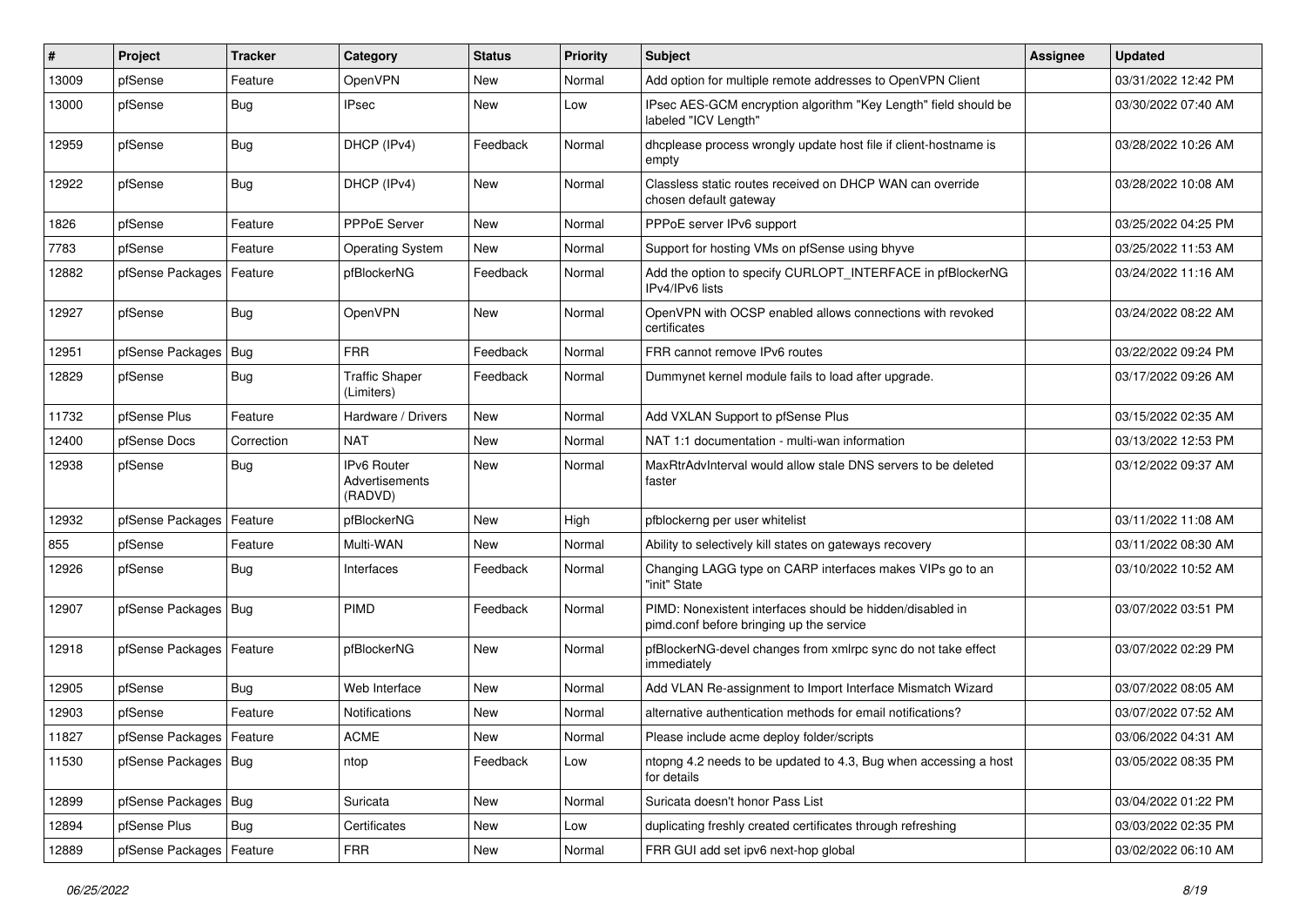| # | Project | Tracker | Category | Status | Priority | Subject | Assignee | Updated |
|---|---|---|---|---|---|---|---|---|
| 13009 | pfSense | Feature | OpenVPN | New | Normal | Add option for multiple remote addresses to OpenVPN Client | | 03/31/2022 12:42 PM |
| 13000 | pfSense | Bug | IPsec | New | Low | IPsec AES-GCM encryption algorithm "Key Length" field should be labeled "ICV Length" | | 03/30/2022 07:40 AM |
| 12959 | pfSense | Bug | DHCP (IPv4) | Feedback | Normal | dhcplease process wrongly update host file if client-hostname is empty | | 03/28/2022 10:26 AM |
| 12922 | pfSense | Bug | DHCP (IPv4) | New | Normal | Classless static routes received on DHCP WAN can override chosen default gateway | | 03/28/2022 10:08 AM |
| 1826 | pfSense | Feature | PPPoE Server | New | Normal | PPPoE server IPv6 support | | 03/25/2022 04:25 PM |
| 7783 | pfSense | Feature | Operating System | New | Normal | Support for hosting VMs on pfSense using bhyve | | 03/25/2022 11:53 AM |
| 12882 | pfSense Packages | Feature | pfBlockerNG | Feedback | Normal | Add the option to specify CURLOPT_INTERFACE in pfBlockerNG IPv4/IPv6 lists | | 03/24/2022 11:16 AM |
| 12927 | pfSense | Bug | OpenVPN | New | Normal | OpenVPN with OCSP enabled allows connections with revoked certificates | | 03/24/2022 08:22 AM |
| 12951 | pfSense Packages | Bug | FRR | Feedback | Normal | FRR cannot remove IPv6 routes | | 03/22/2022 09:24 PM |
| 12829 | pfSense | Bug | Traffic Shaper (Limiters) | Feedback | Normal | Dummynet kernel module fails to load after upgrade. | | 03/17/2022 09:26 AM |
| 11732 | pfSense Plus | Feature | Hardware / Drivers | New | Normal | Add VXLAN Support to pfSense Plus | | 03/15/2022 02:35 AM |
| 12400 | pfSense Docs | Correction | NAT | New | Normal | NAT 1:1 documentation - multi-wan information | | 03/13/2022 12:53 PM |
| 12938 | pfSense | Bug | IPv6 Router Advertisements (RADVD) | New | Normal | MaxRtrAdvInterval would allow stale DNS servers to be deleted faster | | 03/12/2022 09:37 AM |
| 12932 | pfSense Packages | Feature | pfBlockerNG | New | High | pfblockerng per user whitelist | | 03/11/2022 11:08 AM |
| 855 | pfSense | Feature | Multi-WAN | New | Normal | Ability to selectively kill states on gateways recovery | | 03/11/2022 08:30 AM |
| 12926 | pfSense | Bug | Interfaces | Feedback | Normal | Changing LAGG type on CARP interfaces makes VIPs go to an "init" State | | 03/10/2022 10:52 AM |
| 12907 | pfSense Packages | Bug | PIMD | Feedback | Normal | PIMD: Nonexistent interfaces should be hidden/disabled in pimd.conf before bringing up the service | | 03/07/2022 03:51 PM |
| 12918 | pfSense Packages | Feature | pfBlockerNG | New | Normal | pfBlockerNG-devel changes from xmlrpc sync do not take effect immediately | | 03/07/2022 02:29 PM |
| 12905 | pfSense | Bug | Web Interface | New | Normal | Add VLAN Re-assignment to Import Interface Mismatch Wizard | | 03/07/2022 08:05 AM |
| 12903 | pfSense | Feature | Notifications | New | Normal | alternative authentication methods for email notifications? | | 03/07/2022 07:52 AM |
| 11827 | pfSense Packages | Feature | ACME | New | Normal | Please include acme deploy folder/scripts | | 03/06/2022 04:31 AM |
| 11530 | pfSense Packages | Bug | ntop | Feedback | Low | ntopng 4.2 needs to be updated to 4.3, Bug when accessing a host for details | | 03/05/2022 08:35 PM |
| 12899 | pfSense Packages | Bug | Suricata | New | Normal | Suricata doesn't honor Pass List | | 03/04/2022 01:22 PM |
| 12894 | pfSense Plus | Bug | Certificates | New | Low | duplicating freshly created certificates through refreshing | | 03/03/2022 02:35 PM |
| 12889 | pfSense Packages | Feature | FRR | New | Normal | FRR GUI add set ipv6 next-hop global | | 03/02/2022 06:10 AM |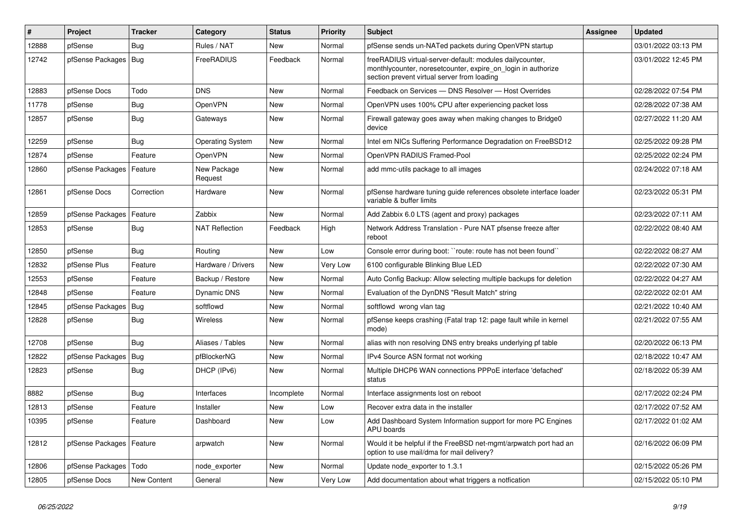| # | Project | Tracker | Category | Status | Priority | Subject | Assignee | Updated |
|---|---|---|---|---|---|---|---|---|
| 12888 | pfSense | Bug | Rules / NAT | New | Normal | pfSense sends un-NATed packets during OpenVPN startup | | 03/01/2022 03:13 PM |
| 12742 | pfSense Packages | Bug | FreeRADIUS | Feedback | Normal | freeRADIUS virtual-server-default: modules dailycounter, monthlycounter, noresetcounter, expire_on_login in authorize section prevent virtual server from loading | | 03/01/2022 12:45 PM |
| 12883 | pfSense Docs | Todo | DNS | New | Normal | Feedback on Services — DNS Resolver — Host Overrides | | 02/28/2022 07:54 PM |
| 11778 | pfSense | Bug | OpenVPN | New | Normal | OpenVPN uses 100% CPU after experiencing packet loss | | 02/28/2022 07:38 AM |
| 12857 | pfSense | Bug | Gateways | New | Normal | Firewall gateway goes away when making changes to Bridge0 device | | 02/27/2022 11:20 AM |
| 12259 | pfSense | Bug | Operating System | New | Normal | Intel em NICs Suffering Performance Degradation on FreeBSD12 | | 02/25/2022 09:28 PM |
| 12874 | pfSense | Feature | OpenVPN | New | Normal | OpenVPN RADIUS Framed-Pool | | 02/25/2022 02:24 PM |
| 12860 | pfSense Packages | Feature | New Package Request | New | Normal | add mmc-utils package to all images | | 02/24/2022 07:18 AM |
| 12861 | pfSense Docs | Correction | Hardware | New | Normal | pfSense hardware tuning guide references obsolete interface loader variable & buffer limits | | 02/23/2022 05:31 PM |
| 12859 | pfSense Packages | Feature | Zabbix | New | Normal | Add Zabbix 6.0 LTS (agent and proxy) packages | | 02/23/2022 07:11 AM |
| 12853 | pfSense | Bug | NAT Reflection | Feedback | High | Network Address Translation - Pure NAT pfsense freeze after reboot | | 02/22/2022 08:40 AM |
| 12850 | pfSense | Bug | Routing | New | Low | Console error during boot: ``route: route has not been found`` | | 02/22/2022 08:27 AM |
| 12832 | pfSense Plus | Feature | Hardware / Drivers | New | Very Low | 6100 configurable Blinking Blue LED | | 02/22/2022 07:30 AM |
| 12553 | pfSense | Feature | Backup / Restore | New | Normal | Auto Config Backup: Allow selecting multiple backups for deletion | | 02/22/2022 04:27 AM |
| 12848 | pfSense | Feature | Dynamic DNS | New | Normal | Evaluation of the DynDNS "Result Match" string | | 02/22/2022 02:01 AM |
| 12845 | pfSense Packages | Bug | softflowd | New | Normal | softflowd wrong vlan tag | | 02/21/2022 10:40 AM |
| 12828 | pfSense | Bug | Wireless | New | Normal | pfSense keeps crashing (Fatal trap 12: page fault while in kernel mode) | | 02/21/2022 07:55 AM |
| 12708 | pfSense | Bug | Aliases / Tables | New | Normal | alias with non resolving DNS entry breaks underlying pf table | | 02/20/2022 06:13 PM |
| 12822 | pfSense Packages | Bug | pfBlockerNG | New | Normal | IPv4 Source ASN format not working | | 02/18/2022 10:47 AM |
| 12823 | pfSense | Bug | DHCP (IPv6) | New | Normal | Multiple DHCP6 WAN connections PPPoE interface 'defached' status | | 02/18/2022 05:39 AM |
| 8882 | pfSense | Bug | Interfaces | Incomplete | Normal | Interface assignments lost on reboot | | 02/17/2022 02:24 PM |
| 12813 | pfSense | Feature | Installer | New | Low | Recover extra data in the installer | | 02/17/2022 07:52 AM |
| 10395 | pfSense | Feature | Dashboard | New | Low | Add Dashboard System Information support for more PC Engines APU boards | | 02/17/2022 01:02 AM |
| 12812 | pfSense Packages | Feature | arpwatch | New | Normal | Would it be helpful if the FreeBSD net-mgmt/arpwatch port had an option to use mail/dma for mail delivery? | | 02/16/2022 06:09 PM |
| 12806 | pfSense Packages | Todo | node_exporter | New | Normal | Update node_exporter to 1.3.1 | | 02/15/2022 05:26 PM |
| 12805 | pfSense Docs | New Content | General | New | Very Low | Add documentation about what triggers a notfication | | 02/15/2022 05:10 PM |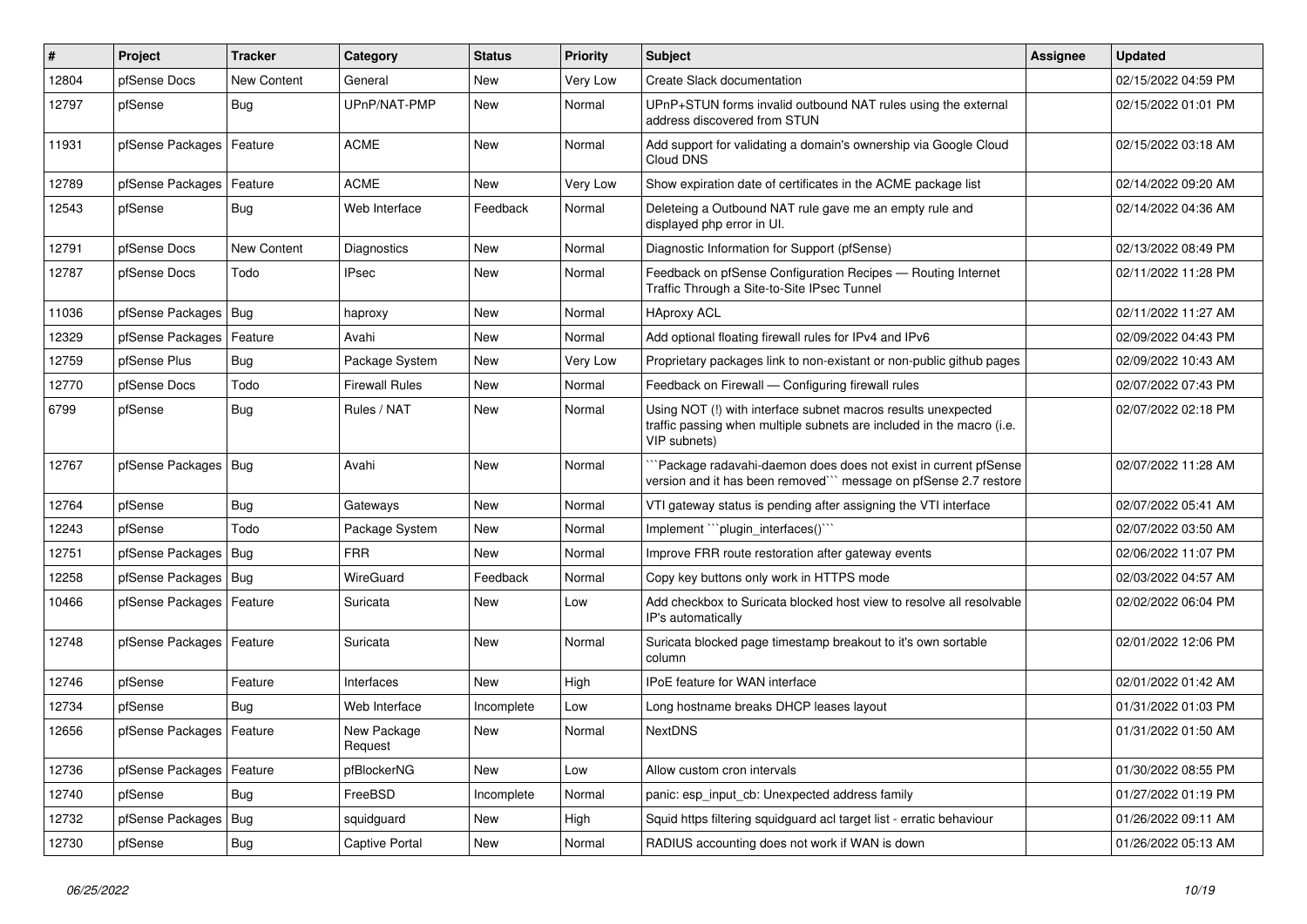| # | Project | Tracker | Category | Status | Priority | Subject | Assignee | Updated |
|---|---|---|---|---|---|---|---|---|
| 12804 | pfSense Docs | New Content | General | New | Very Low | Create Slack documentation | | 02/15/2022 04:59 PM |
| 12797 | pfSense | Bug | UPnP/NAT-PMP | New | Normal | UPnP+STUN forms invalid outbound NAT rules using the external address discovered from STUN | | 02/15/2022 01:01 PM |
| 11931 | pfSense Packages | Feature | ACME | New | Normal | Add support for validating a domain's ownership via Google Cloud Cloud DNS | | 02/15/2022 03:18 AM |
| 12789 | pfSense Packages | Feature | ACME | New | Very Low | Show expiration date of certificates in the ACME package list | | 02/14/2022 09:20 AM |
| 12543 | pfSense | Bug | Web Interface | Feedback | Normal | Deleteing a Outbound NAT rule gave me an empty rule and displayed php error in UI. | | 02/14/2022 04:36 AM |
| 12791 | pfSense Docs | New Content | Diagnostics | New | Normal | Diagnostic Information for Support (pfSense) | | 02/13/2022 08:49 PM |
| 12787 | pfSense Docs | Todo | IPsec | New | Normal | Feedback on pfSense Configuration Recipes — Routing Internet Traffic Through a Site-to-Site IPsec Tunnel | | 02/11/2022 11:28 PM |
| 11036 | pfSense Packages | Bug | haproxy | New | Normal | HAproxy ACL | | 02/11/2022 11:27 AM |
| 12329 | pfSense Packages | Feature | Avahi | New | Normal | Add optional floating firewall rules for IPv4 and IPv6 | | 02/09/2022 04:43 PM |
| 12759 | pfSense Plus | Bug | Package System | New | Very Low | Proprietary packages link to non-existant or non-public github pages | | 02/09/2022 10:43 AM |
| 12770 | pfSense Docs | Todo | Firewall Rules | New | Normal | Feedback on Firewall — Configuring firewall rules | | 02/07/2022 07:43 PM |
| 6799 | pfSense | Bug | Rules / NAT | New | Normal | Using NOT (!) with interface subnet macros results unexpected traffic passing when multiple subnets are included in the macro (i.e. VIP subnets) | | 02/07/2022 02:18 PM |
| 12767 | pfSense Packages | Bug | Avahi | New | Normal | ```Package radavahi-daemon does does not exist in current pfSense version and it has been removed``` message on pfSense 2.7 restore | | 02/07/2022 11:28 AM |
| 12764 | pfSense | Bug | Gateways | New | Normal | VTI gateway status is pending after assigning the VTI interface | | 02/07/2022 05:41 AM |
| 12243 | pfSense | Todo | Package System | New | Normal | Implement ```plugin_interfaces()``` | | 02/07/2022 03:50 AM |
| 12751 | pfSense Packages | Bug | FRR | New | Normal | Improve FRR route restoration after gateway events | | 02/06/2022 11:07 PM |
| 12258 | pfSense Packages | Bug | WireGuard | Feedback | Normal | Copy key buttons only work in HTTPS mode | | 02/03/2022 04:57 AM |
| 10466 | pfSense Packages | Feature | Suricata | New | Low | Add checkbox to Suricata blocked host view to resolve all resolvable IP's automatically | | 02/02/2022 06:04 PM |
| 12748 | pfSense Packages | Feature | Suricata | New | Normal | Suricata blocked page timestamp breakout to it's own sortable column | | 02/01/2022 12:06 PM |
| 12746 | pfSense | Feature | Interfaces | New | High | IPoE feature for WAN interface | | 02/01/2022 01:42 AM |
| 12734 | pfSense | Bug | Web Interface | Incomplete | Low | Long hostname breaks DHCP leases layout | | 01/31/2022 01:03 PM |
| 12656 | pfSense Packages | Feature | New Package Request | New | Normal | NextDNS | | 01/31/2022 01:50 AM |
| 12736 | pfSense Packages | Feature | pfBlockerNG | New | Low | Allow custom cron intervals | | 01/30/2022 08:55 PM |
| 12740 | pfSense | Bug | FreeBSD | Incomplete | Normal | panic: esp_input_cb: Unexpected address family | | 01/27/2022 01:19 PM |
| 12732 | pfSense Packages | Bug | squidguard | New | High | Squid https filtering squidguard acl target list - erratic behaviour | | 01/26/2022 09:11 AM |
| 12730 | pfSense | Bug | Captive Portal | New | Normal | RADIUS accounting does not work if WAN is down | | 01/26/2022 05:13 AM |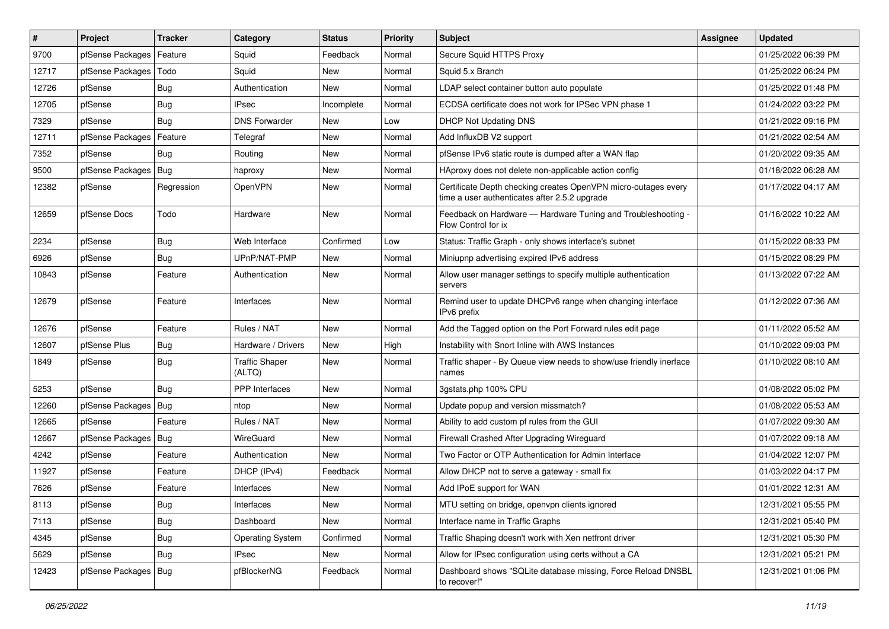| # | Project | Tracker | Category | Status | Priority | Subject | Assignee | Updated |
|---|---|---|---|---|---|---|---|---|
| 9700 | pfSense Packages | Feature | Squid | Feedback | Normal | Secure Squid HTTPS Proxy | | 01/25/2022 06:39 PM |
| 12717 | pfSense Packages | Todo | Squid | New | Normal | Squid 5.x Branch | | 01/25/2022 06:24 PM |
| 12726 | pfSense | Bug | Authentication | New | Normal | LDAP select container button auto populate | | 01/25/2022 01:48 PM |
| 12705 | pfSense | Bug | IPsec | Incomplete | Normal | ECDSA certificate does not work for IPSec VPN phase 1 | | 01/24/2022 03:22 PM |
| 7329 | pfSense | Bug | DNS Forwarder | New | Low | DHCP Not Updating DNS | | 01/21/2022 09:16 PM |
| 12711 | pfSense Packages | Feature | Telegraf | New | Normal | Add InfluxDB V2 support | | 01/21/2022 02:54 AM |
| 7352 | pfSense | Bug | Routing | New | Normal | pfSense IPv6 static route is dumped after a WAN flap | | 01/20/2022 09:35 AM |
| 9500 | pfSense Packages | Bug | haproxy | New | Normal | HAproxy does not delete non-applicable action config | | 01/18/2022 06:28 AM |
| 12382 | pfSense | Regression | OpenVPN | New | Normal | Certificate Depth checking creates OpenVPN micro-outages every time a user authenticates after 2.5.2 upgrade | | 01/17/2022 04:17 AM |
| 12659 | pfSense Docs | Todo | Hardware | New | Normal | Feedback on Hardware — Hardware Tuning and Troubleshooting - Flow Control for ix | | 01/16/2022 10:22 AM |
| 2234 | pfSense | Bug | Web Interface | Confirmed | Low | Status: Traffic Graph - only shows interface's subnet | | 01/15/2022 08:33 PM |
| 6926 | pfSense | Bug | UPnP/NAT-PMP | New | Normal | Miniupnp advertising expired IPv6 address | | 01/15/2022 08:29 PM |
| 10843 | pfSense | Feature | Authentication | New | Normal | Allow user manager settings to specify multiple authentication servers | | 01/13/2022 07:22 AM |
| 12679 | pfSense | Feature | Interfaces | New | Normal | Remind user to update DHCPv6 range when changing interface IPv6 prefix | | 01/12/2022 07:36 AM |
| 12676 | pfSense | Feature | Rules / NAT | New | Normal | Add the Tagged option on the Port Forward rules edit page | | 01/11/2022 05:52 AM |
| 12607 | pfSense Plus | Bug | Hardware / Drivers | New | High | Instability with Snort Inline with AWS Instances | | 01/10/2022 09:03 PM |
| 1849 | pfSense | Bug | Traffic Shaper (ALTQ) | New | Normal | Traffic shaper - By Queue view needs to show/use friendly inerface names | | 01/10/2022 08:10 AM |
| 5253 | pfSense | Bug | PPP Interfaces | New | Normal | 3gstats.php 100% CPU | | 01/08/2022 05:02 PM |
| 12260 | pfSense Packages | Bug | ntop | New | Normal | Update popup and version missmatch? | | 01/08/2022 05:53 AM |
| 12665 | pfSense | Feature | Rules / NAT | New | Normal | Ability to add custom pf rules from the GUI | | 01/07/2022 09:30 AM |
| 12667 | pfSense Packages | Bug | WireGuard | New | Normal | Firewall Crashed After Upgrading Wireguard | | 01/07/2022 09:18 AM |
| 4242 | pfSense | Feature | Authentication | New | Normal | Two Factor or OTP Authentication for Admin Interface | | 01/04/2022 12:07 PM |
| 11927 | pfSense | Feature | DHCP (IPv4) | Feedback | Normal | Allow DHCP not to serve a gateway - small fix | | 01/03/2022 04:17 PM |
| 7626 | pfSense | Feature | Interfaces | New | Normal | Add IPoE support for WAN | | 01/01/2022 12:31 AM |
| 8113 | pfSense | Bug | Interfaces | New | Normal | MTU setting on bridge, openvpn clients ignored | | 12/31/2021 05:55 PM |
| 7113 | pfSense | Bug | Dashboard | New | Normal | Interface name in Traffic Graphs | | 12/31/2021 05:40 PM |
| 4345 | pfSense | Bug | Operating System | Confirmed | Normal | Traffic Shaping doesn't work with Xen netfront driver | | 12/31/2021 05:30 PM |
| 5629 | pfSense | Bug | IPsec | New | Normal | Allow for IPsec configuration using certs without a CA | | 12/31/2021 05:21 PM |
| 12423 | pfSense Packages | Bug | pfBlockerNG | Feedback | Normal | Dashboard shows "SQLite database missing, Force Reload DNSBL to recover!" | | 12/31/2021 01:06 PM |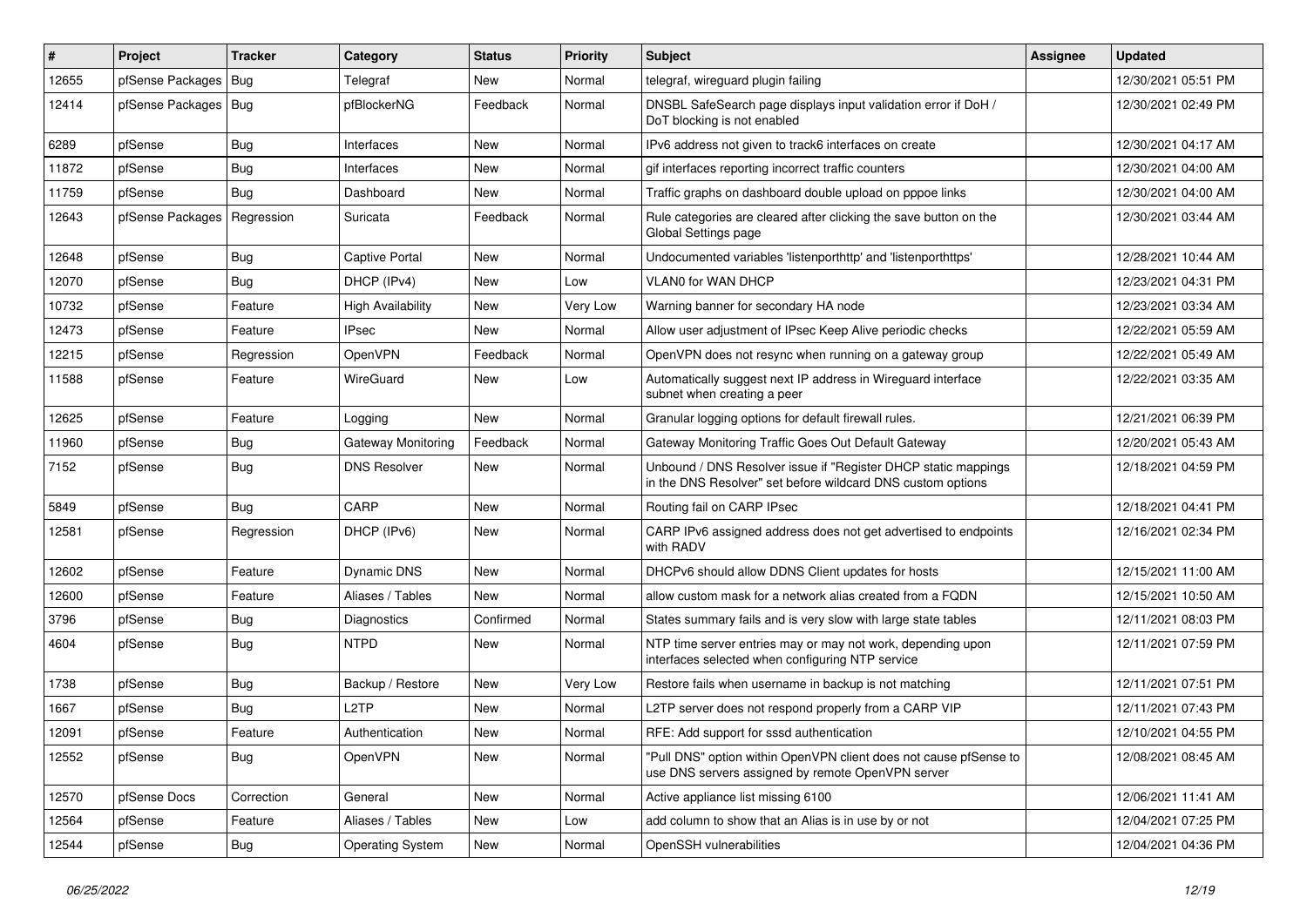| # | Project | Tracker | Category | Status | Priority | Subject | Assignee | Updated |
|---|---|---|---|---|---|---|---|---|
| 12655 | pfSense Packages | Bug | Telegraf | New | Normal | telegraf, wireguard plugin failing | | 12/30/2021 05:51 PM |
| 12414 | pfSense Packages | Bug | pfBlockerNG | Feedback | Normal | DNSBL SafeSearch page displays input validation error if DoH / DoT blocking is not enabled | | 12/30/2021 02:49 PM |
| 6289 | pfSense | Bug | Interfaces | New | Normal | IPv6 address not given to track6 interfaces on create | | 12/30/2021 04:17 AM |
| 11872 | pfSense | Bug | Interfaces | New | Normal | gif interfaces reporting incorrect traffic counters | | 12/30/2021 04:00 AM |
| 11759 | pfSense | Bug | Dashboard | New | Normal | Traffic graphs on dashboard double upload on pppoe links | | 12/30/2021 04:00 AM |
| 12643 | pfSense Packages | Regression | Suricata | Feedback | Normal | Rule categories are cleared after clicking the save button on the Global Settings page | | 12/30/2021 03:44 AM |
| 12648 | pfSense | Bug | Captive Portal | New | Normal | Undocumented variables 'listenporthttp' and 'listenporthttps' | | 12/28/2021 10:44 AM |
| 12070 | pfSense | Bug | DHCP (IPv4) | New | Low | VLAN0 for WAN DHCP | | 12/23/2021 04:31 PM |
| 10732 | pfSense | Feature | High Availability | New | Very Low | Warning banner for secondary HA node | | 12/23/2021 03:34 AM |
| 12473 | pfSense | Feature | IPsec | New | Normal | Allow user adjustment of IPsec Keep Alive periodic checks | | 12/22/2021 05:59 AM |
| 12215 | pfSense | Regression | OpenVPN | Feedback | Normal | OpenVPN does not resync when running on a gateway group | | 12/22/2021 05:49 AM |
| 11588 | pfSense | Feature | WireGuard | New | Low | Automatically suggest next IP address in Wireguard interface subnet when creating a peer | | 12/22/2021 03:35 AM |
| 12625 | pfSense | Feature | Logging | New | Normal | Granular logging options for default firewall rules. | | 12/21/2021 06:39 PM |
| 11960 | pfSense | Bug | Gateway Monitoring | Feedback | Normal | Gateway Monitoring Traffic Goes Out Default Gateway | | 12/20/2021 05:43 AM |
| 7152 | pfSense | Bug | DNS Resolver | New | Normal | Unbound / DNS Resolver issue if "Register DHCP static mappings in the DNS Resolver" set before wildcard DNS custom options | | 12/18/2021 04:59 PM |
| 5849 | pfSense | Bug | CARP | New | Normal | Routing fail on CARP IPsec | | 12/18/2021 04:41 PM |
| 12581 | pfSense | Regression | DHCP (IPv6) | New | Normal | CARP IPv6 assigned address does not get advertised to endpoints with RADV | | 12/16/2021 02:34 PM |
| 12602 | pfSense | Feature | Dynamic DNS | New | Normal | DHCPv6 should allow DDNS Client updates for hosts | | 12/15/2021 11:00 AM |
| 12600 | pfSense | Feature | Aliases / Tables | New | Normal | allow custom mask for a network alias created from a FQDN | | 12/15/2021 10:50 AM |
| 3796 | pfSense | Bug | Diagnostics | Confirmed | Normal | States summary fails and is very slow with large state tables | | 12/11/2021 08:03 PM |
| 4604 | pfSense | Bug | NTPD | New | Normal | NTP time server entries may or may not work, depending upon interfaces selected when configuring NTP service | | 12/11/2021 07:59 PM |
| 1738 | pfSense | Bug | Backup / Restore | New | Very Low | Restore fails when username in backup is not matching | | 12/11/2021 07:51 PM |
| 1667 | pfSense | Bug | L2TP | New | Normal | L2TP server does not respond properly from a CARP VIP | | 12/11/2021 07:43 PM |
| 12091 | pfSense | Feature | Authentication | New | Normal | RFE: Add support for sssd authentication | | 12/10/2021 04:55 PM |
| 12552 | pfSense | Bug | OpenVPN | New | Normal | "Pull DNS" option within OpenVPN client does not cause pfSense to use DNS servers assigned by remote OpenVPN server | | 12/08/2021 08:45 AM |
| 12570 | pfSense Docs | Correction | General | New | Normal | Active appliance list missing 6100 | | 12/06/2021 11:41 AM |
| 12564 | pfSense | Feature | Aliases / Tables | New | Low | add column to show that an Alias is in use by or not | | 12/04/2021 07:25 PM |
| 12544 | pfSense | Bug | Operating System | New | Normal | OpenSSH vulnerabilities | | 12/04/2021 04:36 PM |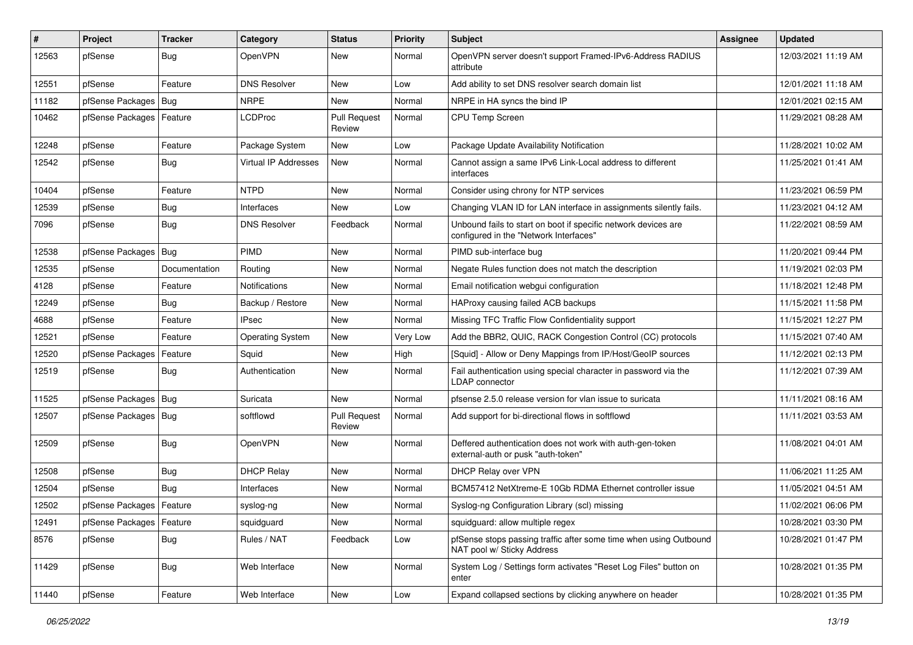| # | Project | Tracker | Category | Status | Priority | Subject | Assignee | Updated |
|---|---|---|---|---|---|---|---|---|
| 12563 | pfSense | Bug | OpenVPN | New | Normal | OpenVPN server doesn't support Framed-IPv6-Address RADIUS attribute | | 12/03/2021 11:19 AM |
| 12551 | pfSense | Feature | DNS Resolver | New | Low | Add ability to set DNS resolver search domain list | | 12/01/2021 11:18 AM |
| 11182 | pfSense Packages | Bug | NRPE | New | Normal | NRPE in HA syncs the bind IP | | 12/01/2021 02:15 AM |
| 10462 | pfSense Packages | Feature | LCDProc | Pull Request Review | Normal | CPU Temp Screen | | 11/29/2021 08:28 AM |
| 12248 | pfSense | Feature | Package System | New | Low | Package Update Availability Notification | | 11/28/2021 10:02 AM |
| 12542 | pfSense | Bug | Virtual IP Addresses | New | Normal | Cannot assign a same IPv6 Link-Local address to different interfaces | | 11/25/2021 01:41 AM |
| 10404 | pfSense | Feature | NTPD | New | Normal | Consider using chrony for NTP services | | 11/23/2021 06:59 PM |
| 12539 | pfSense | Bug | Interfaces | New | Low | Changing VLAN ID for LAN interface in assignments silently fails. | | 11/23/2021 04:12 AM |
| 7096 | pfSense | Bug | DNS Resolver | Feedback | Normal | Unbound fails to start on boot if specific network devices are configured in the "Network Interfaces" | | 11/22/2021 08:59 AM |
| 12538 | pfSense Packages | Bug | PIMD | New | Normal | PIMD sub-interface bug | | 11/20/2021 09:44 PM |
| 12535 | pfSense | Documentation | Routing | New | Normal | Negate Rules function does not match the description | | 11/19/2021 02:03 PM |
| 4128 | pfSense | Feature | Notifications | New | Normal | Email notification webgui configuration | | 11/18/2021 12:48 PM |
| 12249 | pfSense | Bug | Backup / Restore | New | Normal | HAProxy causing failed ACB backups | | 11/15/2021 11:58 PM |
| 4688 | pfSense | Feature | IPsec | New | Normal | Missing TFC Traffic Flow Confidentiality support | | 11/15/2021 12:27 PM |
| 12521 | pfSense | Feature | Operating System | New | Very Low | Add the BBR2, QUIC, RACK Congestion Control (CC) protocols | | 11/15/2021 07:40 AM |
| 12520 | pfSense Packages | Feature | Squid | New | High | [Squid] - Allow or Deny Mappings from IP/Host/GeoIP sources | | 11/12/2021 02:13 PM |
| 12519 | pfSense | Bug | Authentication | New | Normal | Fail authentication using special character in password via the LDAP connector | | 11/12/2021 07:39 AM |
| 11525 | pfSense Packages | Bug | Suricata | New | Normal | pfsense 2.5.0 release version for vlan issue to suricata | | 11/11/2021 08:16 AM |
| 12507 | pfSense Packages | Bug | softflowd | Pull Request Review | Normal | Add support for bi-directional flows in softflowd | | 11/11/2021 03:53 AM |
| 12509 | pfSense | Bug | OpenVPN | New | Normal | Deffered authentication does not work with auth-gen-token external-auth or pusk "auth-token" | | 11/08/2021 04:01 AM |
| 12508 | pfSense | Bug | DHCP Relay | New | Normal | DHCP Relay over VPN | | 11/06/2021 11:25 AM |
| 12504 | pfSense | Bug | Interfaces | New | Normal | BCM57412 NetXtreme-E 10Gb RDMA Ethernet controller issue | | 11/05/2021 04:51 AM |
| 12502 | pfSense Packages | Feature | syslog-ng | New | Normal | Syslog-ng Configuration Library (scl) missing | | 11/02/2021 06:06 PM |
| 12491 | pfSense Packages | Feature | squidguard | New | Normal | squidguard: allow multiple regex | | 10/28/2021 03:30 PM |
| 8576 | pfSense | Bug | Rules / NAT | Feedback | Low | pfSense stops passing traffic after some time when using Outbound NAT pool w/ Sticky Address | | 10/28/2021 01:47 PM |
| 11429 | pfSense | Bug | Web Interface | New | Normal | System Log / Settings form activates "Reset Log Files" button on enter | | 10/28/2021 01:35 PM |
| 11440 | pfSense | Feature | Web Interface | New | Low | Expand collapsed sections by clicking anywhere on header | | 10/28/2021 01:35 PM |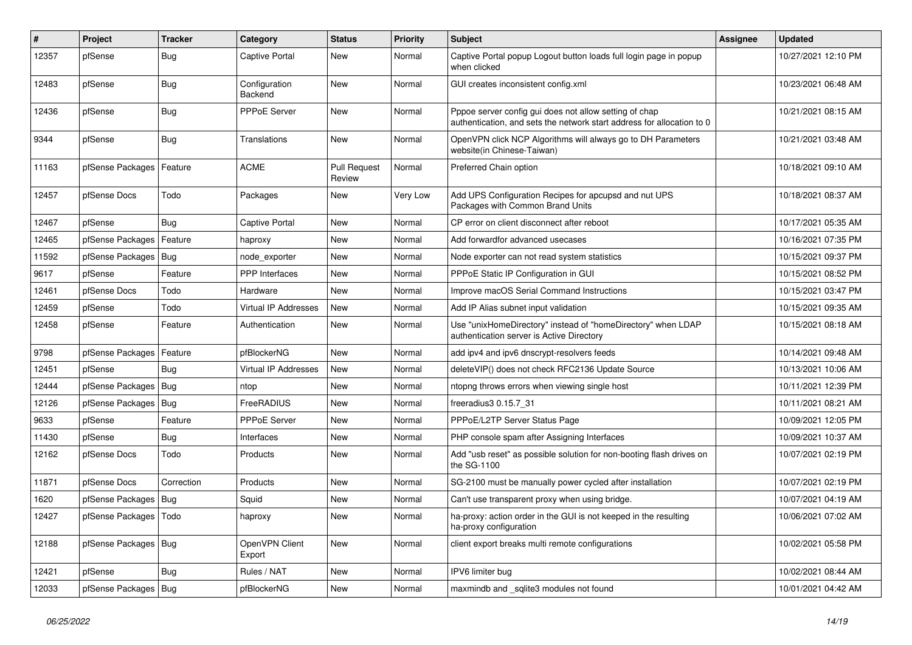| # | Project | Tracker | Category | Status | Priority | Subject | Assignee | Updated |
|---|---|---|---|---|---|---|---|---|
| 12357 | pfSense | Bug | Captive Portal | New | Normal | Captive Portal popup Logout button loads full login page in popup when clicked | | 10/27/2021 12:10 PM |
| 12483 | pfSense | Bug | Configuration Backend | New | Normal | GUI creates inconsistent config.xml | | 10/23/2021 06:48 AM |
| 12436 | pfSense | Bug | PPPoE Server | New | Normal | Pppoe server config gui does not allow setting of chap authentication, and sets the network start address for allocation to 0 | | 10/21/2021 08:15 AM |
| 9344 | pfSense | Bug | Translations | New | Normal | OpenVPN click NCP Algorithms will always go to DH Parameters website(in Chinese-Taiwan) | | 10/21/2021 03:48 AM |
| 11163 | pfSense Packages | Feature | ACME | Pull Request Review | Normal | Preferred Chain option | | 10/18/2021 09:10 AM |
| 12457 | pfSense Docs | Todo | Packages | New | Very Low | Add UPS Configuration Recipes for apcupsd and nut UPS Packages with Common Brand Units | | 10/18/2021 08:37 AM |
| 12467 | pfSense | Bug | Captive Portal | New | Normal | CP error on client disconnect after reboot | | 10/17/2021 05:35 AM |
| 12465 | pfSense Packages | Feature | haproxy | New | Normal | Add forwardfor advanced usecases | | 10/16/2021 07:35 PM |
| 11592 | pfSense Packages | Bug | node_exporter | New | Normal | Node exporter can not read system statistics | | 10/15/2021 09:37 PM |
| 9617 | pfSense | Feature | PPP Interfaces | New | Normal | PPPoE Static IP Configuration in GUI | | 10/15/2021 08:52 PM |
| 12461 | pfSense Docs | Todo | Hardware | New | Normal | Improve macOS Serial Command Instructions | | 10/15/2021 03:47 PM |
| 12459 | pfSense | Todo | Virtual IP Addresses | New | Normal | Add IP Alias subnet input validation | | 10/15/2021 09:35 AM |
| 12458 | pfSense | Feature | Authentication | New | Normal | Use "unixHomeDirectory" instead of "homeDirectory" when LDAP authentication server is Active Directory | | 10/15/2021 08:18 AM |
| 9798 | pfSense Packages | Feature | pfBlockerNG | New | Normal | add ipv4 and ipv6 dnscrypt-resolvers feeds | | 10/14/2021 09:48 AM |
| 12451 | pfSense | Bug | Virtual IP Addresses | New | Normal | deleteVIP() does not check RFC2136 Update Source | | 10/13/2021 10:06 AM |
| 12444 | pfSense Packages | Bug | ntop | New | Normal | ntopng throws errors when viewing single host | | 10/11/2021 12:39 PM |
| 12126 | pfSense Packages | Bug | FreeRADIUS | New | Normal | freeradius3 0.15.7_31 | | 10/11/2021 08:21 AM |
| 9633 | pfSense | Feature | PPPoE Server | New | Normal | PPPoE/L2TP Server Status Page | | 10/09/2021 12:05 PM |
| 11430 | pfSense | Bug | Interfaces | New | Normal | PHP console spam after Assigning Interfaces | | 10/09/2021 10:37 AM |
| 12162 | pfSense Docs | Todo | Products | New | Normal | Add "usb reset" as possible solution for non-booting flash drives on the SG-1100 | | 10/07/2021 02:19 PM |
| 11871 | pfSense Docs | Correction | Products | New | Normal | SG-2100 must be manually power cycled after installation | | 10/07/2021 02:19 PM |
| 1620 | pfSense Packages | Bug | Squid | New | Normal | Can't use transparent proxy when using bridge. | | 10/07/2021 04:19 AM |
| 12427 | pfSense Packages | Todo | haproxy | New | Normal | ha-proxy: action order in the GUI is not keeped in the resulting ha-proxy configuration | | 10/06/2021 07:02 AM |
| 12188 | pfSense Packages | Bug | OpenVPN Client Export | New | Normal | client export breaks multi remote configurations | | 10/02/2021 05:58 PM |
| 12421 | pfSense | Bug | Rules / NAT | New | Normal | IPV6 limiter bug | | 10/02/2021 08:44 AM |
| 12033 | pfSense Packages | Bug | pfBlockerNG | New | Normal | maxmindb and _sqlite3 modules not found | | 10/01/2021 04:42 AM |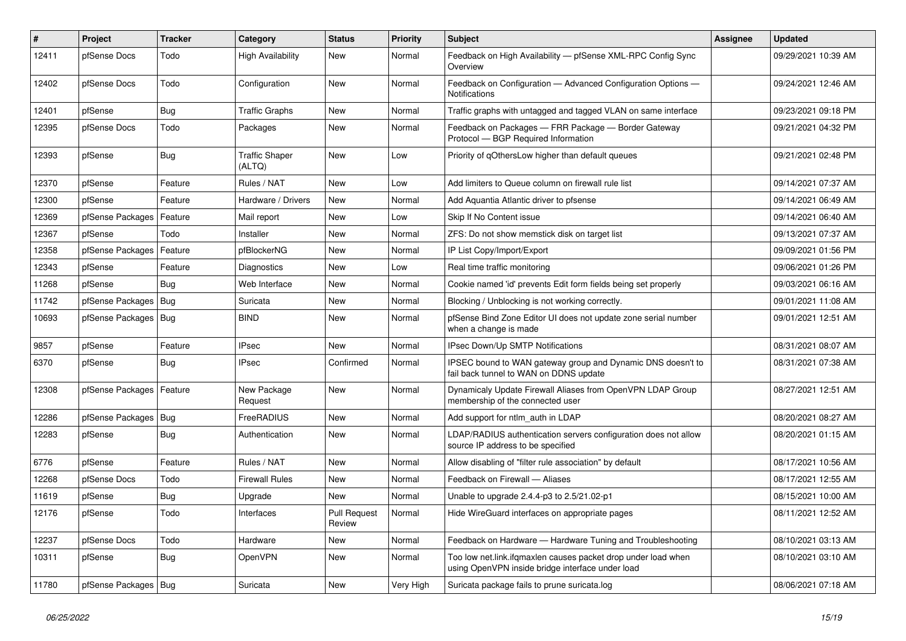| # | Project | Tracker | Category | Status | Priority | Subject | Assignee | Updated |
|---|---|---|---|---|---|---|---|---|
| 12411 | pfSense Docs | Todo | High Availability | New | Normal | Feedback on High Availability — pfSense XML-RPC Config Sync Overview | | 09/29/2021 10:39 AM |
| 12402 | pfSense Docs | Todo | Configuration | New | Normal | Feedback on Configuration — Advanced Configuration Options — Notifications | | 09/24/2021 12:46 AM |
| 12401 | pfSense | Bug | Traffic Graphs | New | Normal | Traffic graphs with untagged and tagged VLAN on same interface | | 09/23/2021 09:18 PM |
| 12395 | pfSense Docs | Todo | Packages | New | Normal | Feedback on Packages — FRR Package — Border Gateway Protocol — BGP Required Information | | 09/21/2021 04:32 PM |
| 12393 | pfSense | Bug | Traffic Shaper (ALTQ) | New | Low | Priority of qOthersLow higher than default queues | | 09/21/2021 02:48 PM |
| 12370 | pfSense | Feature | Rules / NAT | New | Low | Add limiters to Queue column on firewall rule list | | 09/14/2021 07:37 AM |
| 12300 | pfSense | Feature | Hardware / Drivers | New | Normal | Add Aquantia Atlantic driver to pfsense | | 09/14/2021 06:49 AM |
| 12369 | pfSense Packages | Feature | Mail report | New | Low | Skip If No Content issue | | 09/14/2021 06:40 AM |
| 12367 | pfSense | Todo | Installer | New | Normal | ZFS: Do not show memstick disk on target list | | 09/13/2021 07:37 AM |
| 12358 | pfSense Packages | Feature | pfBlockerNG | New | Normal | IP List Copy/Import/Export | | 09/09/2021 01:56 PM |
| 12343 | pfSense | Feature | Diagnostics | New | Low | Real time traffic monitoring | | 09/06/2021 01:26 PM |
| 11268 | pfSense | Bug | Web Interface | New | Normal | Cookie named 'id' prevents Edit form fields being set properly | | 09/03/2021 06:16 AM |
| 11742 | pfSense Packages | Bug | Suricata | New | Normal | Blocking / Unblocking is not working correctly. | | 09/01/2021 11:08 AM |
| 10693 | pfSense Packages | Bug | BIND | New | Normal | pfSense Bind Zone Editor UI does not update zone serial number when a change is made | | 09/01/2021 12:51 AM |
| 9857 | pfSense | Feature | IPsec | New | Normal | IPsec Down/Up SMTP Notifications | | 08/31/2021 08:07 AM |
| 6370 | pfSense | Bug | IPsec | Confirmed | Normal | IPSEC bound to WAN gateway group and Dynamic DNS doesn't to fail back tunnel to WAN on DDNS update | | 08/31/2021 07:38 AM |
| 12308 | pfSense Packages | Feature | New Package Request | New | Normal | Dynamicaly Update Firewall Aliases from OpenVPN LDAP Group membership of the connected user | | 08/27/2021 12:51 AM |
| 12286 | pfSense Packages | Bug | FreeRADIUS | New | Normal | Add support for ntlm_auth in LDAP | | 08/20/2021 08:27 AM |
| 12283 | pfSense | Bug | Authentication | New | Normal | LDAP/RADIUS authentication servers configuration does not allow source IP address to be specified | | 08/20/2021 01:15 AM |
| 6776 | pfSense | Feature | Rules / NAT | New | Normal | Allow disabling of "filter rule association" by default | | 08/17/2021 10:56 AM |
| 12268 | pfSense Docs | Todo | Firewall Rules | New | Normal | Feedback on Firewall — Aliases | | 08/17/2021 12:55 AM |
| 11619 | pfSense | Bug | Upgrade | New | Normal | Unable to upgrade 2.4.4-p3 to 2.5/21.02-p1 | | 08/15/2021 10:00 AM |
| 12176 | pfSense | Todo | Interfaces | Pull Request Review | Normal | Hide WireGuard interfaces on appropriate pages | | 08/11/2021 12:52 AM |
| 12237 | pfSense Docs | Todo | Hardware | New | Normal | Feedback on Hardware — Hardware Tuning and Troubleshooting | | 08/10/2021 03:13 AM |
| 10311 | pfSense | Bug | OpenVPN | New | Normal | Too low net.link.ifqmaxlen causes packet drop under load when using OpenVPN inside bridge interface under load | | 08/10/2021 03:10 AM |
| 11780 | pfSense Packages | Bug | Suricata | New | Very High | Suricata package fails to prune suricata.log | | 08/06/2021 07:18 AM |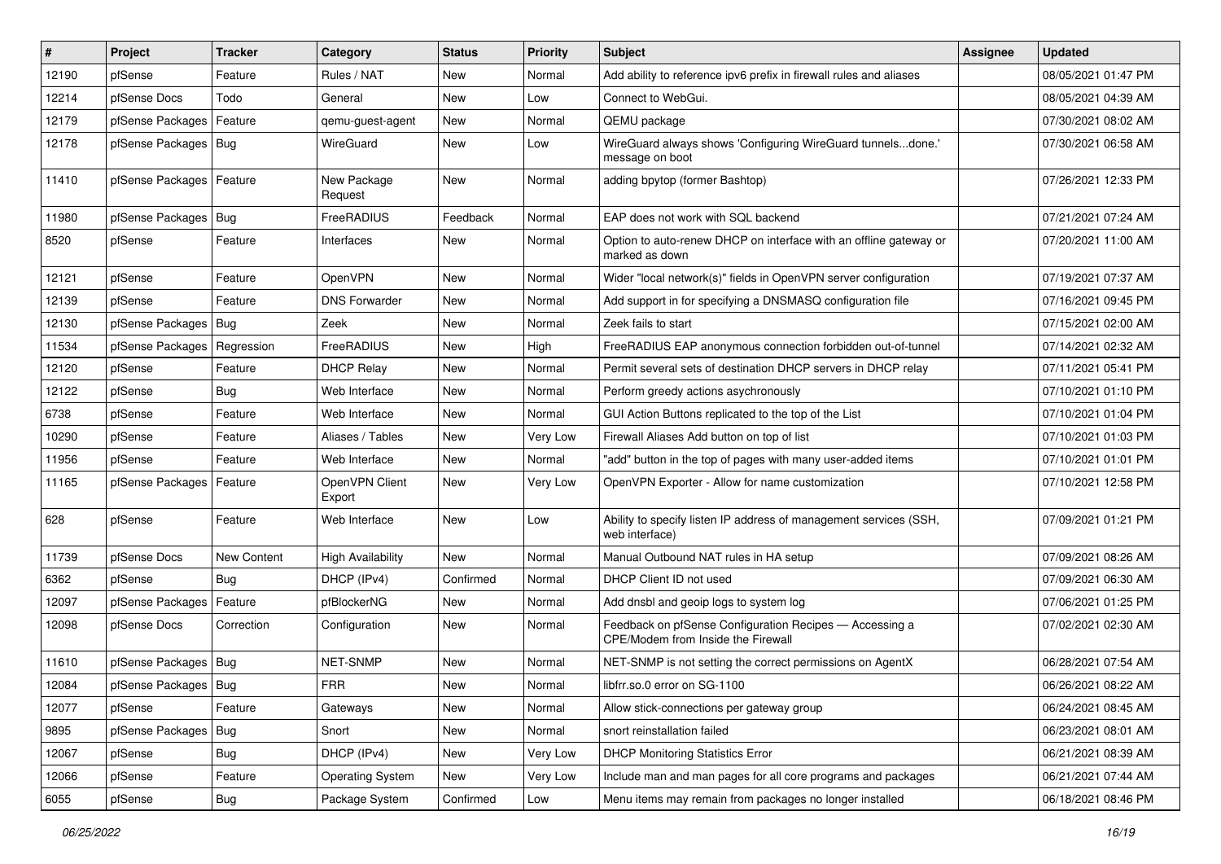| # | Project | Tracker | Category | Status | Priority | Subject | Assignee | Updated |
|---|---|---|---|---|---|---|---|---|
| 12190 | pfSense | Feature | Rules / NAT | New | Normal | Add ability to reference ipv6 prefix in firewall rules and aliases | | 08/05/2021 01:47 PM |
| 12214 | pfSense Docs | Todo | General | New | Low | Connect to WebGui. | | 08/05/2021 04:39 AM |
| 12179 | pfSense Packages | Feature | qemu-guest-agent | New | Normal | QEMU package | | 07/30/2021 08:02 AM |
| 12178 | pfSense Packages | Bug | WireGuard | New | Low | WireGuard always shows 'Configuring WireGuard tunnels...done.' message on boot | | 07/30/2021 06:58 AM |
| 11410 | pfSense Packages | Feature | New Package Request | New | Normal | adding bpytop (former Bashtop) | | 07/26/2021 12:33 PM |
| 11980 | pfSense Packages | Bug | FreeRADIUS | Feedback | Normal | EAP does not work with SQL backend | | 07/21/2021 07:24 AM |
| 8520 | pfSense | Feature | Interfaces | New | Normal | Option to auto-renew DHCP on interface with an offline gateway or marked as down | | 07/20/2021 11:00 AM |
| 12121 | pfSense | Feature | OpenVPN | New | Normal | Wider "local network(s)" fields in OpenVPN server configuration | | 07/19/2021 07:37 AM |
| 12139 | pfSense | Feature | DNS Forwarder | New | Normal | Add support in for specifying a DNSMASQ configuration file | | 07/16/2021 09:45 PM |
| 12130 | pfSense Packages | Bug | Zeek | New | Normal | Zeek fails to start | | 07/15/2021 02:00 AM |
| 11534 | pfSense Packages | Regression | FreeRADIUS | New | High | FreeRADIUS EAP anonymous connection forbidden out-of-tunnel | | 07/14/2021 02:32 AM |
| 12120 | pfSense | Feature | DHCP Relay | New | Normal | Permit several sets of destination DHCP servers in DHCP relay | | 07/11/2021 05:41 PM |
| 12122 | pfSense | Bug | Web Interface | New | Normal | Perform greedy actions asychronously | | 07/10/2021 01:10 PM |
| 6738 | pfSense | Feature | Web Interface | New | Normal | GUI Action Buttons replicated to the top of the List | | 07/10/2021 01:04 PM |
| 10290 | pfSense | Feature | Aliases / Tables | New | Very Low | Firewall Aliases Add button on top of list | | 07/10/2021 01:03 PM |
| 11956 | pfSense | Feature | Web Interface | New | Normal | "add" button in the top of pages with many user-added items | | 07/10/2021 01:01 PM |
| 11165 | pfSense Packages | Feature | OpenVPN Client Export | New | Very Low | OpenVPN Exporter - Allow for name customization | | 07/10/2021 12:58 PM |
| 628 | pfSense | Feature | Web Interface | New | Low | Ability to specify listen IP address of management services (SSH, web interface) | | 07/09/2021 01:21 PM |
| 11739 | pfSense Docs | New Content | High Availability | New | Normal | Manual Outbound NAT rules in HA setup | | 07/09/2021 08:26 AM |
| 6362 | pfSense | Bug | DHCP (IPv4) | Confirmed | Normal | DHCP Client ID not used | | 07/09/2021 06:30 AM |
| 12097 | pfSense Packages | Feature | pfBlockerNG | New | Normal | Add dnsbl and geoip logs to system log | | 07/06/2021 01:25 PM |
| 12098 | pfSense Docs | Correction | Configuration | New | Normal | Feedback on pfSense Configuration Recipes — Accessing a CPE/Modem from Inside the Firewall | | 07/02/2021 02:30 AM |
| 11610 | pfSense Packages | Bug | NET-SNMP | New | Normal | NET-SNMP is not setting the correct permissions on AgentX | | 06/28/2021 07:54 AM |
| 12084 | pfSense Packages | Bug | FRR | New | Normal | libfrr.so.0 error on SG-1100 | | 06/26/2021 08:22 AM |
| 12077 | pfSense | Feature | Gateways | New | Normal | Allow stick-connections per gateway group | | 06/24/2021 08:45 AM |
| 9895 | pfSense Packages | Bug | Snort | New | Normal | snort reinstallation failed | | 06/23/2021 08:01 AM |
| 12067 | pfSense | Bug | DHCP (IPv4) | New | Very Low | DHCP Monitoring Statistics Error | | 06/21/2021 08:39 AM |
| 12066 | pfSense | Feature | Operating System | New | Very Low | Include man and man pages for all core programs and packages | | 06/21/2021 07:44 AM |
| 6055 | pfSense | Bug | Package System | Confirmed | Low | Menu items may remain from packages no longer installed | | 06/18/2021 08:46 PM |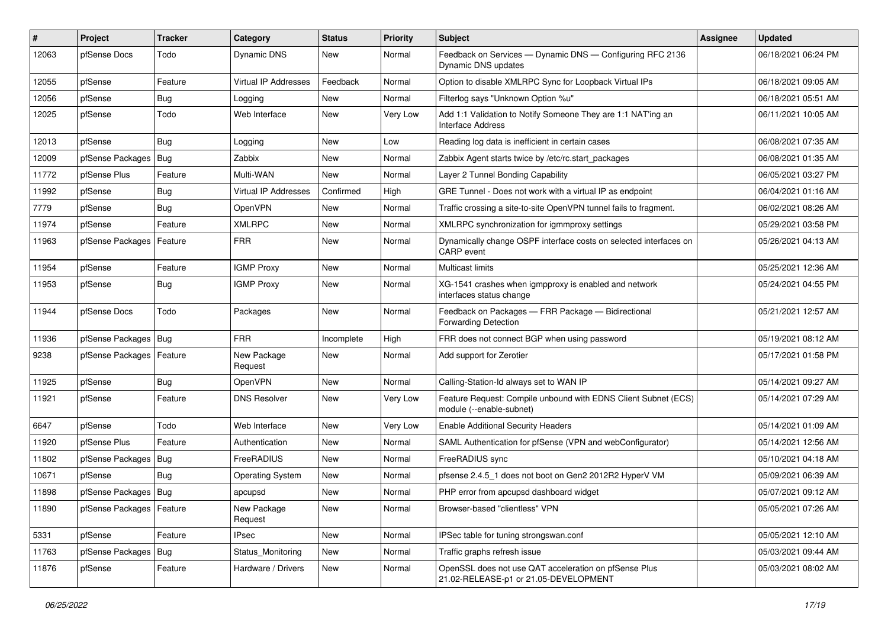| # | Project | Tracker | Category | Status | Priority | Subject | Assignee | Updated |
|---|---|---|---|---|---|---|---|---|
| 12063 | pfSense Docs | Todo | Dynamic DNS | New | Normal | Feedback on Services — Dynamic DNS — Configuring RFC 2136 Dynamic DNS updates | | 06/18/2021 06:24 PM |
| 12055 | pfSense | Feature | Virtual IP Addresses | Feedback | Normal | Option to disable XMLRPC Sync for Loopback Virtual IPs | | 06/18/2021 09:05 AM |
| 12056 | pfSense | Bug | Logging | New | Normal | Filterlog says "Unknown Option %u" | | 06/18/2021 05:51 AM |
| 12025 | pfSense | Todo | Web Interface | New | Very Low | Add 1:1 Validation to Notify Someone They are 1:1 NAT'ing an Interface Address | | 06/11/2021 10:05 AM |
| 12013 | pfSense | Bug | Logging | New | Low | Reading log data is inefficient in certain cases | | 06/08/2021 07:35 AM |
| 12009 | pfSense Packages | Bug | Zabbix | New | Normal | Zabbix Agent starts twice by /etc/rc.start_packages | | 06/08/2021 01:35 AM |
| 11772 | pfSense Plus | Feature | Multi-WAN | New | Normal | Layer 2 Tunnel Bonding Capability | | 06/05/2021 03:27 PM |
| 11992 | pfSense | Bug | Virtual IP Addresses | Confirmed | High | GRE Tunnel - Does not work with a virtual IP as endpoint | | 06/04/2021 01:16 AM |
| 7779 | pfSense | Bug | OpenVPN | New | Normal | Traffic crossing a site-to-site OpenVPN tunnel fails to fragment. | | 06/02/2021 08:26 AM |
| 11974 | pfSense | Feature | XMLRPC | New | Normal | XMLRPC synchronization for igmmproxy settings | | 05/29/2021 03:58 PM |
| 11963 | pfSense Packages | Feature | FRR | New | Normal | Dynamically change OSPF interface costs on selected interfaces on CARP event | | 05/26/2021 04:13 AM |
| 11954 | pfSense | Feature | IGMP Proxy | New | Normal | Multicast limits | | 05/25/2021 12:36 AM |
| 11953 | pfSense | Bug | IGMP Proxy | New | Normal | XG-1541 crashes when igmpproxy is enabled and network interfaces status change | | 05/24/2021 04:55 PM |
| 11944 | pfSense Docs | Todo | Packages | New | Normal | Feedback on Packages — FRR Package — Bidirectional Forwarding Detection | | 05/21/2021 12:57 AM |
| 11936 | pfSense Packages | Bug | FRR | Incomplete | High | FRR does not connect BGP when using password | | 05/19/2021 08:12 AM |
| 9238 | pfSense Packages | Feature | New Package Request | New | Normal | Add support for Zerotier | | 05/17/2021 01:58 PM |
| 11925 | pfSense | Bug | OpenVPN | New | Normal | Calling-Station-Id always set to WAN IP | | 05/14/2021 09:27 AM |
| 11921 | pfSense | Feature | DNS Resolver | New | Very Low | Feature Request: Compile unbound with EDNS Client Subnet (ECS) module (--enable-subnet) | | 05/14/2021 07:29 AM |
| 6647 | pfSense | Todo | Web Interface | New | Very Low | Enable Additional Security Headers | | 05/14/2021 01:09 AM |
| 11920 | pfSense Plus | Feature | Authentication | New | Normal | SAML Authentication for pfSense (VPN and webConfigurator) | | 05/14/2021 12:56 AM |
| 11802 | pfSense Packages | Bug | FreeRADIUS | New | Normal | FreeRADIUS sync | | 05/10/2021 04:18 AM |
| 10671 | pfSense | Bug | Operating System | New | Normal | pfsense 2.4.5_1 does not boot on Gen2 2012R2 HyperV VM | | 05/09/2021 06:39 AM |
| 11898 | pfSense Packages | Bug | apcupsd | New | Normal | PHP error from apcupsd dashboard widget | | 05/07/2021 09:12 AM |
| 11890 | pfSense Packages | Feature | New Package Request | New | Normal | Browser-based "clientless" VPN | | 05/05/2021 07:26 AM |
| 5331 | pfSense | Feature | IPsec | New | Normal | IPSec table for tuning strongswan.conf | | 05/05/2021 12:10 AM |
| 11763 | pfSense Packages | Bug | Status_Monitoring | New | Normal | Traffic graphs refresh issue | | 05/03/2021 09:44 AM |
| 11876 | pfSense | Feature | Hardware / Drivers | New | Normal | OpenSSL does not use QAT acceleration on pfSense Plus 21.02-RELEASE-p1 or 21.05-DEVELOPMENT | | 05/03/2021 08:02 AM |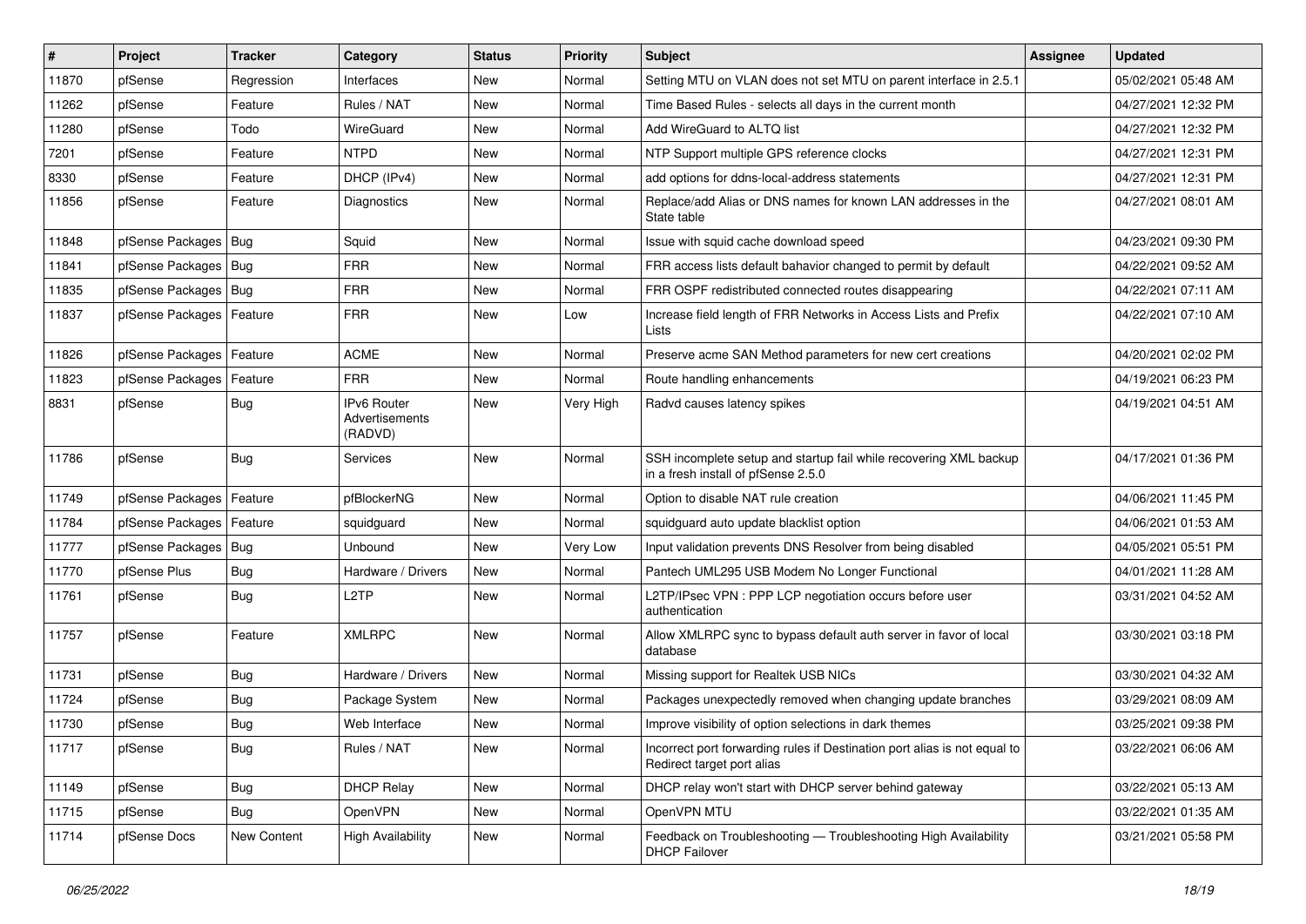| # | Project | Tracker | Category | Status | Priority | Subject | Assignee | Updated |
|---|---|---|---|---|---|---|---|---|
| 11870 | pfSense | Regression | Interfaces | New | Normal | Setting MTU on VLAN does not set MTU on parent interface in 2.5.1 | | 05/02/2021 05:48 AM |
| 11262 | pfSense | Feature | Rules / NAT | New | Normal | Time Based Rules - selects all days in the current month | | 04/27/2021 12:32 PM |
| 11280 | pfSense | Todo | WireGuard | New | Normal | Add WireGuard to ALTQ list | | 04/27/2021 12:32 PM |
| 7201 | pfSense | Feature | NTPD | New | Normal | NTP Support multiple GPS reference clocks | | 04/27/2021 12:31 PM |
| 8330 | pfSense | Feature | DHCP (IPv4) | New | Normal | add options for ddns-local-address statements | | 04/27/2021 12:31 PM |
| 11856 | pfSense | Feature | Diagnostics | New | Normal | Replace/add Alias or DNS names for known LAN addresses in the State table | | 04/27/2021 08:01 AM |
| 11848 | pfSense Packages | Bug | Squid | New | Normal | Issue with squid cache download speed | | 04/23/2021 09:30 PM |
| 11841 | pfSense Packages | Bug | FRR | New | Normal | FRR access lists default bahavior changed to permit by default | | 04/22/2021 09:52 AM |
| 11835 | pfSense Packages | Bug | FRR | New | Normal | FRR OSPF redistributed connected routes disappearing | | 04/22/2021 07:11 AM |
| 11837 | pfSense Packages | Feature | FRR | New | Low | Increase field length of FRR Networks in Access Lists and Prefix Lists | | 04/22/2021 07:10 AM |
| 11826 | pfSense Packages | Feature | ACME | New | Normal | Preserve acme SAN Method parameters for new cert creations | | 04/20/2021 02:02 PM |
| 11823 | pfSense Packages | Feature | FRR | New | Normal | Route handling enhancements | | 04/19/2021 06:23 PM |
| 8831 | pfSense | Bug | IPv6 Router Advertisements (RADVD) | New | Very High | Radvd causes latency spikes | | 04/19/2021 04:51 AM |
| 11786 | pfSense | Bug | Services | New | Normal | SSH incomplete setup and startup fail while recovering XML backup in a fresh install of pfSense 2.5.0 | | 04/17/2021 01:36 PM |
| 11749 | pfSense Packages | Feature | pfBlockerNG | New | Normal | Option to disable NAT rule creation | | 04/06/2021 11:45 PM |
| 11784 | pfSense Packages | Feature | squidguard | New | Normal | squidguard auto update blacklist option | | 04/06/2021 01:53 AM |
| 11777 | pfSense Packages | Bug | Unbound | New | Very Low | Input validation prevents DNS Resolver from being disabled | | 04/05/2021 05:51 PM |
| 11770 | pfSense Plus | Bug | Hardware / Drivers | New | Normal | Pantech UML295 USB Modem No Longer Functional | | 04/01/2021 11:28 AM |
| 11761 | pfSense | Bug | L2TP | New | Normal | L2TP/IPsec VPN : PPP LCP negotiation occurs before user authentication | | 03/31/2021 04:52 AM |
| 11757 | pfSense | Feature | XMLRPC | New | Normal | Allow XMLRPC sync to bypass default auth server in favor of local database | | 03/30/2021 03:18 PM |
| 11731 | pfSense | Bug | Hardware / Drivers | New | Normal | Missing support for Realtek USB NICs | | 03/30/2021 04:32 AM |
| 11724 | pfSense | Bug | Package System | New | Normal | Packages unexpectedly removed when changing update branches | | 03/29/2021 08:09 AM |
| 11730 | pfSense | Bug | Web Interface | New | Normal | Improve visibility of option selections in dark themes | | 03/25/2021 09:38 PM |
| 11717 | pfSense | Bug | Rules / NAT | New | Normal | Incorrect port forwarding rules if Destination port alias is not equal to Redirect target port alias | | 03/22/2021 06:06 AM |
| 11149 | pfSense | Bug | DHCP Relay | New | Normal | DHCP relay won't start with DHCP server behind gateway | | 03/22/2021 05:13 AM |
| 11715 | pfSense | Bug | OpenVPN | New | Normal | OpenVPN MTU | | 03/22/2021 01:35 AM |
| 11714 | pfSense Docs | New Content | High Availability | New | Normal | Feedback on Troubleshooting — Troubleshooting High Availability DHCP Failover | | 03/21/2021 05:58 PM |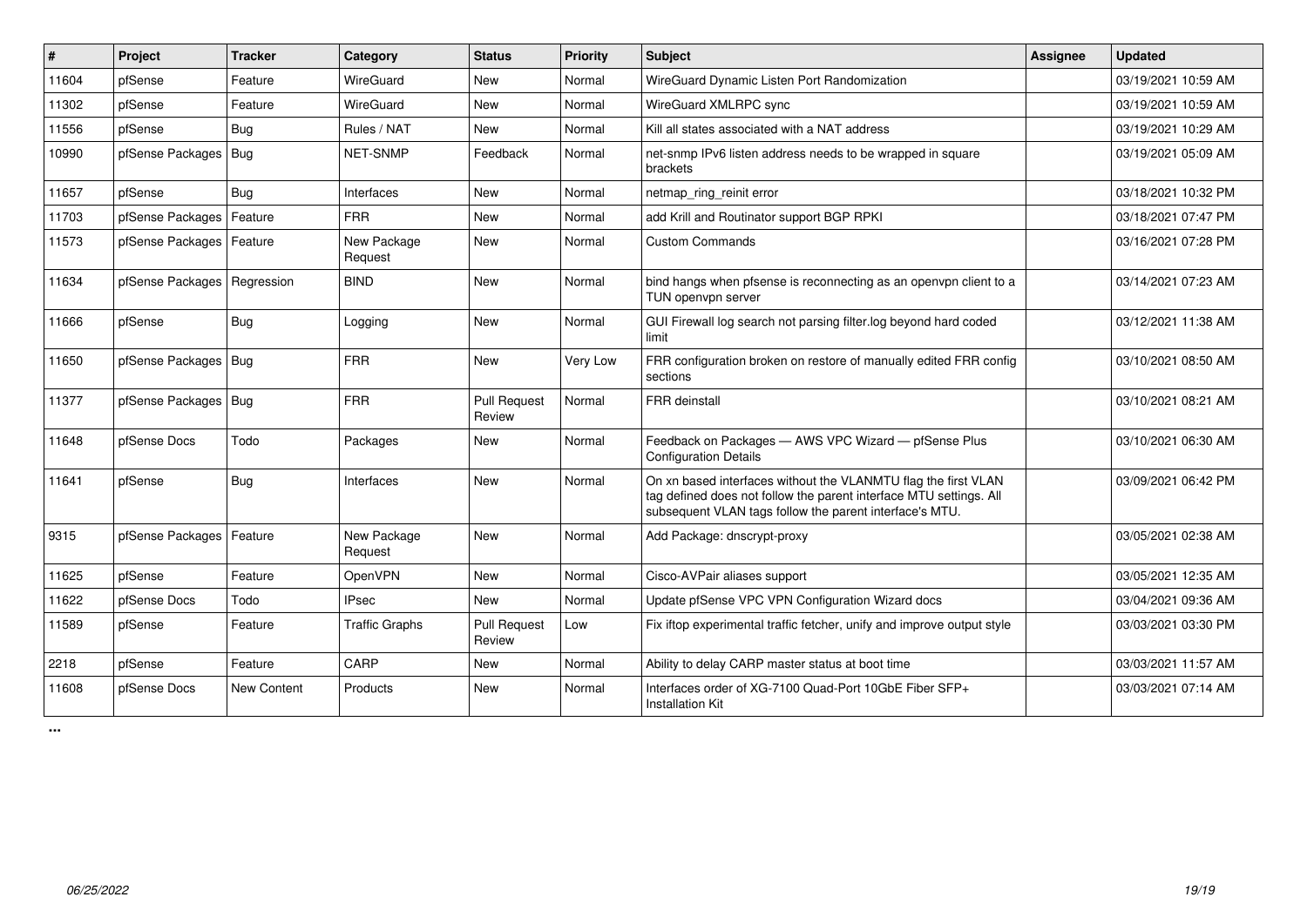| # | Project | Tracker | Category | Status | Priority | Subject | Assignee | Updated |
|---|---|---|---|---|---|---|---|---|
| 11604 | pfSense | Feature | WireGuard | New | Normal | WireGuard Dynamic Listen Port Randomization | | 03/19/2021 10:59 AM |
| 11302 | pfSense | Feature | WireGuard | New | Normal | WireGuard XMLRPC sync | | 03/19/2021 10:59 AM |
| 11556 | pfSense | Bug | Rules / NAT | New | Normal | Kill all states associated with a NAT address | | 03/19/2021 10:29 AM |
| 10990 | pfSense Packages | Bug | NET-SNMP | Feedback | Normal | net-snmp IPv6 listen address needs to be wrapped in square brackets | | 03/19/2021 05:09 AM |
| 11657 | pfSense | Bug | Interfaces | New | Normal | netmap_ring_reinit error | | 03/18/2021 10:32 PM |
| 11703 | pfSense Packages | Feature | FRR | New | Normal | add Krill and Routinator support BGP RPKI | | 03/18/2021 07:47 PM |
| 11573 | pfSense Packages | Feature | New Package Request | New | Normal | Custom Commands | | 03/16/2021 07:28 PM |
| 11634 | pfSense Packages | Regression | BIND | New | Normal | bind hangs when pfsense is reconnecting as an openvpn client to a TUN openvpn server | | 03/14/2021 07:23 AM |
| 11666 | pfSense | Bug | Logging | New | Normal | GUI Firewall log search not parsing filter.log beyond hard coded limit | | 03/12/2021 11:38 AM |
| 11650 | pfSense Packages | Bug | FRR | New | Very Low | FRR configuration broken on restore of manually edited FRR config sections | | 03/10/2021 08:50 AM |
| 11377 | pfSense Packages | Bug | FRR | Pull Request Review | Normal | FRR deinstall | | 03/10/2021 08:21 AM |
| 11648 | pfSense Docs | Todo | Packages | New | Normal | Feedback on Packages — AWS VPC Wizard — pfSense Plus Configuration Details | | 03/10/2021 06:30 AM |
| 11641 | pfSense | Bug | Interfaces | New | Normal | On xn based interfaces without the VLANMTU flag the first VLAN tag defined does not follow the parent interface MTU settings. All subsequent VLAN tags follow the parent interface's MTU. | | 03/09/2021 06:42 PM |
| 9315 | pfSense Packages | Feature | New Package Request | New | Normal | Add Package: dnscrypt-proxy | | 03/05/2021 02:38 AM |
| 11625 | pfSense | Feature | OpenVPN | New | Normal | Cisco-AVPair aliases support | | 03/05/2021 12:35 AM |
| 11622 | pfSense Docs | Todo | IPsec | New | Normal | Update pfSense VPC VPN Configuration Wizard docs | | 03/04/2021 09:36 AM |
| 11589 | pfSense | Feature | Traffic Graphs | Pull Request Review | Low | Fix iftop experimental traffic fetcher, unify and improve output style | | 03/03/2021 03:30 PM |
| 2218 | pfSense | Feature | CARP | New | Normal | Ability to delay CARP master status at boot time | | 03/03/2021 11:57 AM |
| 11608 | pfSense Docs | New Content | Products | New | Normal | Interfaces order of XG-7100 Quad-Port 10GbE Fiber SFP+ Installation Kit | | 03/03/2021 07:14 AM |

...